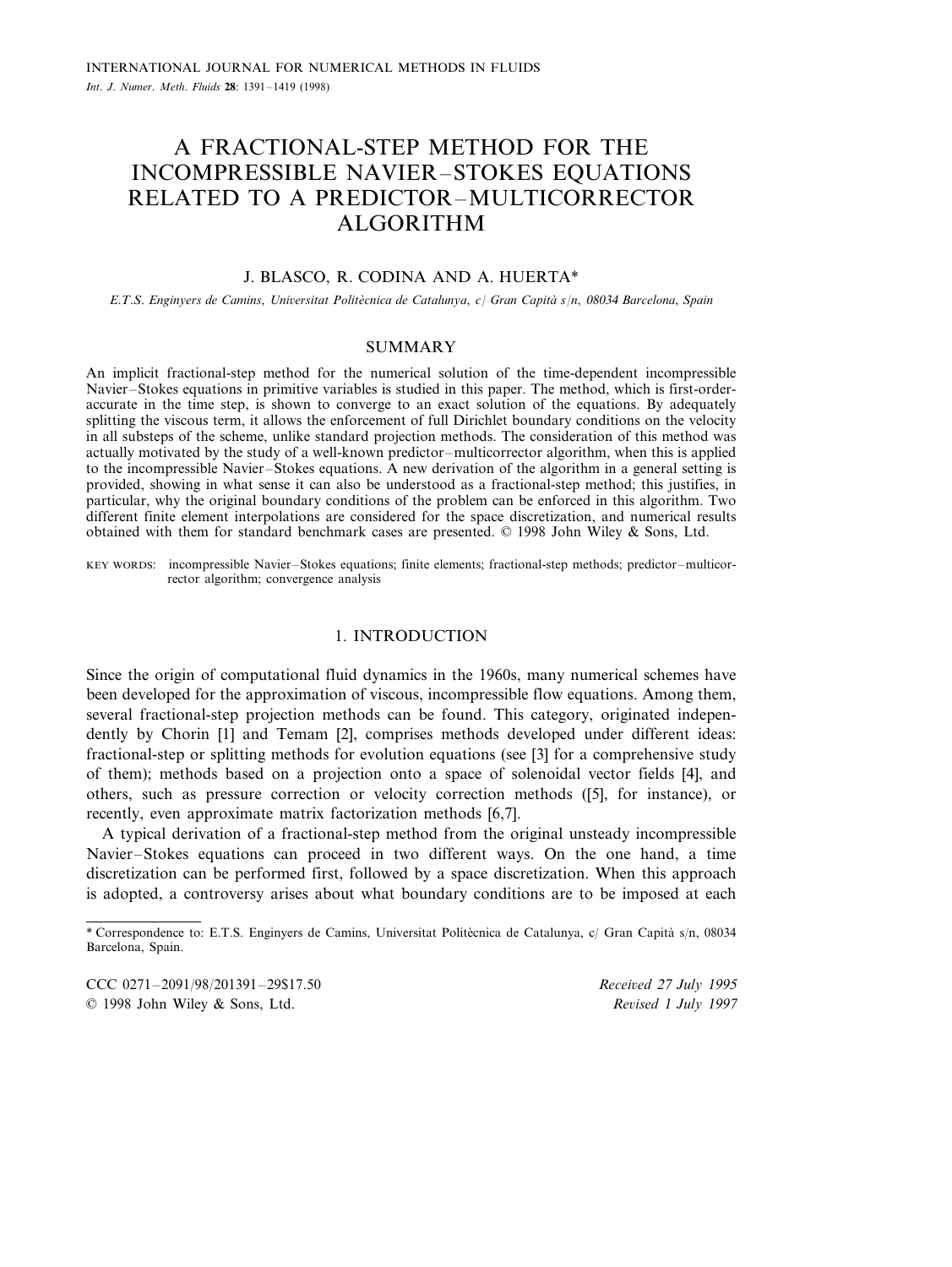# A FRACTIONAL-STEP METHOD FOR THE INCOMPRESSIBLE NAVIER–STOKES EQUATIONS RELATED TO A PREDICTOR–MULTICORRECTOR ALGORITHM

J. BLASCO, R. CODINA AND A. HUERTA*

*E.T.S. Enginyers de Camins, Universitat Politècnica de Catalunya, c/ Gran Capità s/n, 08034 Barcelona, Spain*

## SUMMARY

An implicit fractional-step method for the numerical solution of the time-dependent incompressible Navier–Stokes equations in primitive variables is studied in this paper. The method, which is first-order-accurate in the time step, is shown to converge to an exact solution of the equations. By adequately splitting the viscous term, it allows the enforcement of full Dirichlet boundary conditions on the velocity in all substeps of the scheme, unlike standard projection methods. The consideration of this method was actually motivated by the study of a well-known predictor–multicorrector algorithm, when this is applied to the incompressible Navier–Stokes equations. A new derivation of the algorithm in a general setting is provided, showing in what sense it can also be understood as a fractional-step method; this justifies, in particular, why the original boundary conditions of the problem can be enforced in this algorithm. Two different finite element interpolations are considered for the space discretization, and numerical results obtained with them for standard benchmark cases are presented. © 1998 John Wiley & Sons, Ltd.

KEY WORDS: incompressible Navier–Stokes equations; finite elements; fractional-step methods; predictor–multicorrector algorithm; convergence analysis

## 1. INTRODUCTION

Since the origin of computational fluid dynamics in the 1960s, many numerical schemes have been developed for the approximation of viscous, incompressible flow equations. Among them, several fractional-step projection methods can be found. This category, originated independently by Chorin [1] and Temam [2], comprises methods developed under different ideas: fractional-step or splitting methods for evolution equations (see [3] for a comprehensive study of them); methods based on a projection onto a space of solenoidal vector fields [4], and others, such as pressure correction or velocity correction methods ([5], for instance), or recently, even approximate matrix factorization methods [6,7].

A typical derivation of a fractional-step method from the original unsteady incompressible Navier–Stokes equations can proceed in two different ways. On the one hand, a time discretization can be performed first, followed by a space discretization. When this approach is adopted, a controversy arises about what boundary conditions are to be imposed at each

---

\* Correspondence to: E.T.S. Enginyers de Camins, Universitat Politècnica de Catalunya, c/ Gran Capità s/n, 08034 Barcelona, Spain.

CCC 0271–2091/98/201391–29$17.50
© 1998 John Wiley & Sons, Ltd.

*Received 27 July 1995*
*Revised 1 July 1997*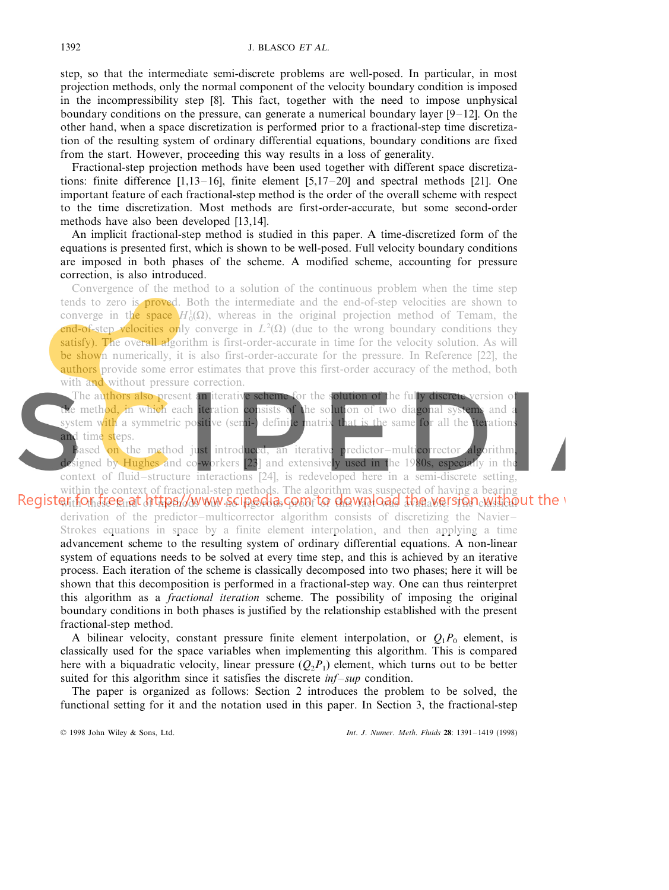step, so that the intermediate semi-discrete problems are well-posed. In particular, in most projection methods, only the normal component of the velocity boundary condition is imposed in the incompressibility step [8]. This fact, together with the need to impose unphysical boundary conditions on the pressure, can generate a numerical boundary layer [9–12]. On the other hand, when a space discretization is performed prior to a fractional-step time discretization of the resulting system of ordinary differential equations, boundary conditions are fixed from the start. However, proceeding this way results in a loss of generality.

Fractional-step projection methods have been used together with different space discretizations: finite difference [1,13–16], finite element [5,17–20] and spectral methods [21]. One important feature of each fractional-step method is the order of the overall scheme with respect to the time discretization. Most methods are first-order-accurate, but some second-order methods have also been developed [13,14].

An implicit fractional-step method is studied in this paper. A time-discretized form of the equations is presented first, which is shown to be well-posed. Full velocity boundary conditions are imposed in both phases of the scheme. A modified scheme, accounting for pressure correction, is also introduced.

Convergence of the method to a solution of the continuous problem when the time step tends to zero is proved. Both the intermediate and the end-of-step velocities are shown to converge in the space $H_0^1(\Omega)$, whereas in the original projection method of Temam, the end-of-step velocities only converge in $L^2(\Omega)$ (due to the wrong boundary conditions they satisfy). The overall algorithm is first-order-accurate in time for the velocity solution. As will be shown numerically, it is also first-order-accurate for the pressure. In Reference [22], the authors provide some error estimates that prove this first-order accuracy of the method, both with and without pressure correction.

The authors also present an iterative scheme for the solution of the fully discrete version of the method, in which each iteration consists of the solution of two diagonal systems and a system with a symmetric positive (semi-) definite matrix that is the same for all the iterations and time steps.

Based on the method just introduced, an iterative predictor–multicorrector algorithm, designed by Hughes and co-workers [23] and extensively used in the 1980s, especially in the context of fluid–structure interactions [24], is redeveloped here in a semi-discrete setting, within the context of fractional-step methods. The algorithm was suspected of having a bearing with these kind of methods but no rigorous proof of this fact was available. The classical derivation of the predictor–multicorrector algorithm consists of discretizing the Navier–Strokes equations in space by a finite element interpolation, and then applying a time advancement scheme to the resulting system of ordinary differential equations. A non-linear system of equations needs to be solved at every time step, and this is achieved by an iterative process. Each iteration of the scheme is classically decomposed into two phases; here it will be shown that this decomposition is performed in a fractional-step way. One can thus reinterpret this algorithm as a *fractional iteration* scheme. The possibility of imposing the original boundary conditions in both phases is justified by the relationship established with the present fractional-step method.

A bilinear velocity, constant pressure finite element interpolation, or $Q_1P_0$ element, is classically used for the space variables when implementing this algorithm. This is compared here with a biquadratic velocity, linear pressure ($Q_2P_1$) element, which turns out to be better suited for this algorithm since it satisfies the discrete *inf–sup* condition.

The paper is organized as follows: Section 2 introduces the problem to be solved, the functional setting for it and the notation used in this paper. In Section 3, the fractional-step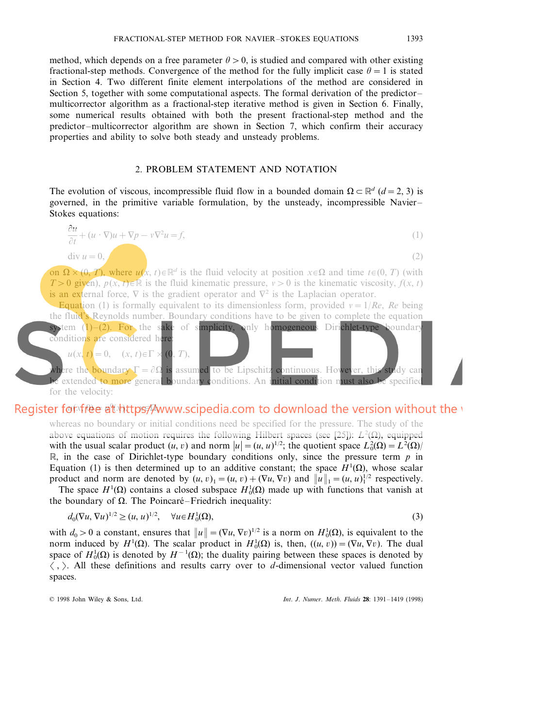method, which depends on a free parameter $\theta > 0$, is studied and compared with other existing fractional-step methods. Convergence of the method for the fully implicit case $\theta = 1$ is stated in Section 4. Two different finite element interpolations of the method are considered in Section 5, together with some computational aspects. The formal derivation of the predictor–multicorrector algorithm as a fractional-step iterative method is given in Section 6. Finally, some numerical results obtained with both the present fractional-step method and the predictor–multicorrector algorithm are shown in Section 7, which confirm their accuracy properties and ability to solve both steady and unsteady problems.

## 2. PROBLEM STATEMENT AND NOTATION

The evolution of viscous, incompressible fluid flow in a bounded domain $\Omega \subset \mathbb{R}^d$ $(d = 2, 3)$ is governed, in the primitive variable formulation, by the unsteady, incompressible Navier–Stokes equations:

$$\frac{\partial u}{\partial t} + (u \cdot \nabla)u + \nabla p - \nu \nabla^2 u = f, \tag{1}$$

$$\operatorname{div} u = 0, \tag{2}$$

on $\Omega \times (0, T)$, where $u(x, t) \in \mathbb{R}^d$ is the fluid velocity at position $x \in \Omega$ and time $t \in (0, T)$ (with $T > 0$ given), $p(x, t) \in \mathbb{R}$ is the fluid kinematic pressure, $\nu > 0$ is the kinematic viscosity, $f(x, t)$ is an external force, $\nabla$ is the gradient operator and $\nabla^2$ is the Laplacian operator.

Equation (1) is formally equivalent to its dimensionless form, provided $\nu = 1/Re$, $Re$ being the fluid's Reynolds number. Boundary conditions have to be given to complete the equation system (1)–(2). For the sake of simplicity, only homogeneous Dirichlet-type boundary conditions are considered here:

$$u(x, t) = 0, \quad (x, t) \in \Gamma \times (0, T),$$

where the boundary $\Gamma = \partial\Omega$ is assumed to be Lipschitz continuous. However, this study can be extended to more general boundary conditions. An initial condition must also be specified for the velocity:

$$u(x, 0) = u^0(x), \quad x \in \Omega,$$

whereas no boundary or initial conditions need be specified for the pressure. The study of the above equations of motion requires the following Hilbert spaces (see [25]): $L^2(\Omega)$, equipped with the usual scalar product $(u, v)$ and norm $|u| = (u, u)^{1/2}$; the quotient space $L^2_0(\Omega) = L^2(\Omega)/\mathbb{R}$, in the case of Dirichlet-type boundary conditions only, since the pressure term $p$ in Equation (1) is then determined up to an additive constant; the space $H^1(\Omega)$, whose scalar product and norm are denoted by $(u, v)_1 = (u, v) + (\nabla u, \nabla v)$ and $\|u\|_1 = (u, u)_1^{1/2}$ respectively.

The space $H^1(\Omega)$ contains a closed subspace $H^1_0(\Omega)$ made up with functions that vanish at the boundary of $\Omega$. The Poincaré–Friedrich inequality:

$$d_0(\nabla u, \nabla u)^{1/2} \geq (u, u)^{1/2}, \quad \forall u \in H^1_0(\Omega), \tag{3}$$

with $d_0 > 0$ a constant, ensures that $\|u\| = (\nabla u, \nabla v)^{1/2}$ is a norm on $H^1_0(\Omega)$, is equivalent to the norm induced by $H^1(\Omega)$. The scalar product in $H^1_0(\Omega)$ is, then, $((u, v)) = (\nabla u, \nabla v)$. The dual space of $H^1_0(\Omega)$ is denoted by $H^{-1}(\Omega)$; the duality pairing between these spaces is denoted by $\langle \, , \rangle$. All these definitions and results carry over to $d$-dimensional vector valued function spaces.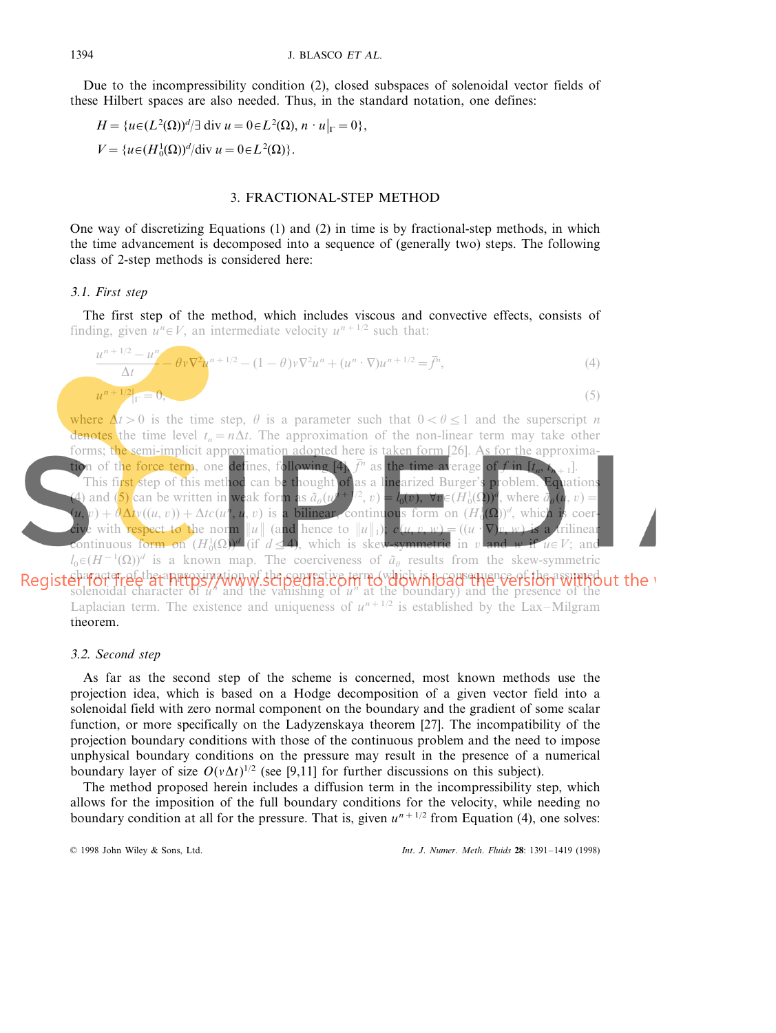Due to the incompressibility condition (2), closed subspaces of solenoidal vector fields of these Hilbert spaces are also needed. Thus, in the standard notation, one defines:

$$H = \{u \in (L^2(\Omega))^d / \exists \operatorname{div} u = 0 \in L^2(\Omega),\ n \cdot u|_\Gamma = 0\},$$

$$V = \{u \in (H_0^1(\Omega))^d / \operatorname{div} u = 0 \in L^2(\Omega)\}.$$

## 3. FRACTIONAL-STEP METHOD

One way of discretizing Equations (1) and (2) in time is by fractional-step methods, in which the time advancement is decomposed into a sequence of (generally two) steps. The following class of 2-step methods is considered here:

### 3.1. First step

The first step of the method, which includes viscous and convective effects, consists of finding, given $u^n \in V$, an intermediate velocity $u^{n+1/2}$ such that:

$$\frac{u^{n+1/2} - u^n}{\Delta t} - \theta \nu \nabla^2 u^{n+1/2} - (1-\theta)\nu \nabla^2 u^n + (u^n \cdot \nabla) u^{n+1/2} = \bar{f}^n, \tag{4}$$

$$u^{n+1/2}|_\Gamma = 0, \tag{5}$$

where $\Delta t > 0$ is the time step, $\theta$ is a parameter such that $0 < \theta \leq 1$ and the superscript $n$ denotes the time level $t_n = n\Delta t$. The approximation of the non-linear term may take other forms; the semi-implicit approximation adopted here is taken form [26]. As for the approximation of the force term, one defines, following [4], $\bar{f}^n$ as the time average of $f$ in $[t_n, t_{n+1}]$.

This first step of this method can be thought of as a linearized Burger's problem. Equations (4) and (5) can be written in weak form as $\tilde{a}_\theta(u^{n+1/2}, v) = l_0(v),\ \forall v \in (H_0^1(\Omega))^d$, where $\tilde{a}_\theta(u, v) = (u, v) + \theta \Delta t \nu((u, v)) + \Delta t c(u^n, u, v)$ is a bilinear, continuous form on $(H_0^1(\Omega))^d$, which is coercive with respect to the norm $\|u\|$ (and hence to $\|u\|_1$); $c(u, v, w) = ((u \cdot \nabla) v, w)$ is a trilinear continuous form on $(H_0^1(\Omega))^d$ (if $d \leq 4$), which is skew-symmetric in $v$ and $w$ if $u \in V$; and $l_0 \in (H^{-1}(\Omega))^d$ is a known map. The coerciveness of $\tilde{a}_\theta$ results from the skew-symmetric character of the approximation of the convective term (which is a consequence of the assumed solenoidal character of $u^n$ and the vanishing of $u^n$ at the boundary) and the presence of the Laplacian term. The existence and uniqueness of $u^{n+1/2}$ is established by the Lax–Milgram theorem.

### 3.2. Second step

As far as the second step of the scheme is concerned, most known methods use the projection idea, which is based on a Hodge decomposition of a given vector field into a solenoidal field with zero normal component on the boundary and the gradient of some scalar function, or more specifically on the Ladyzenskaya theorem [27]. The incompatibility of the projection boundary conditions with those of the continuous problem and the need to impose unphysical boundary conditions on the pressure may result in the presence of a numerical boundary layer of size $O(\nu \Delta t)^{1/2}$ (see [9,11] for further discussions on this subject).

The method proposed herein includes a diffusion term in the incompressibility step, which allows for the imposition of the full boundary conditions for the velocity, while needing no boundary condition at all for the pressure. That is, given $u^{n+1/2}$ from Equation (4), one solves: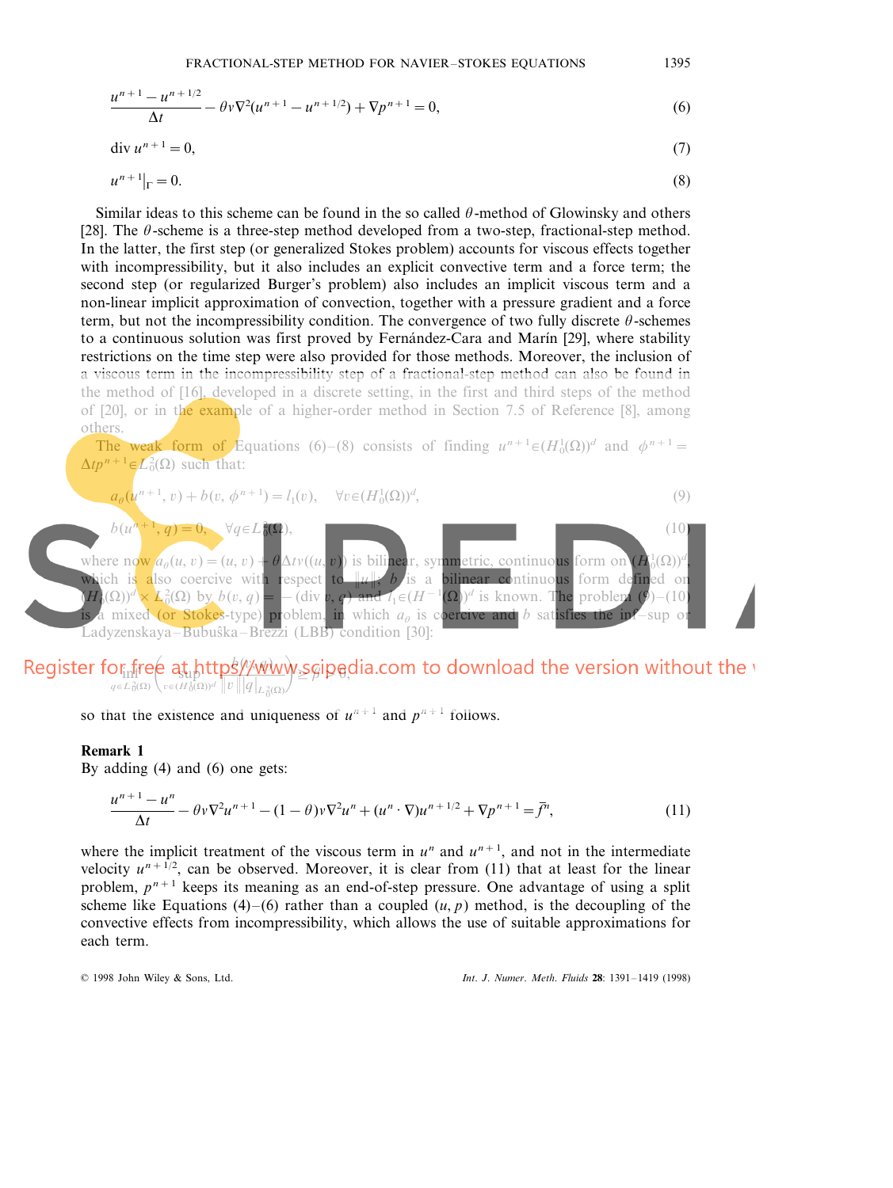$$\frac{u^{n+1} - u^{n+1/2}}{\Delta t} - \theta\nu\nabla^2(u^{n+1} - u^{n+1/2}) + \nabla p^{n+1} = 0, \tag{6}$$

$$\operatorname{div} u^{n+1} = 0, \tag{7}$$

$$u^{n+1}|_\Gamma = 0. \tag{8}$$

Similar ideas to this scheme can be found in the so called $\theta$-method of Glowinsky and others [28]. The $\theta$-scheme is a three-step method developed from a two-step, fractional-step method. In the latter, the first step (or generalized Stokes problem) accounts for viscous effects together with incompressibility, but it also includes an explicit convective term and a force term; the second step (or regularized Burger's problem) also includes an implicit viscous term and a non-linear implicit approximation of convection, together with a pressure gradient and a force term, but not the incompressibility condition. The convergence of two fully discrete $\theta$-schemes to a continuous solution was first proved by Fernández-Cara and Marín [29], where stability restrictions on the time step were also provided for those methods. Moreover, the inclusion of a viscous term in the incompressibility step of a fractional-step method can also be found in the method of [16], developed in a discrete setting, in the first and third steps of the method of [20], or in the example of a higher-order method in Section 7.5 of Reference [8], among others.

The weak form of Equations (6)–(8) consists of finding $u^{n+1} \in (H_0^1(\Omega))^d$ and $\phi^{n+1} = \Delta t p^{n+1} \in L_0^2(\Omega)$ such that:

$$a_\theta(u^{n+1}, v) + b(v, \phi^{n+1}) = l_1(v), \quad \forall v \in (H_0^1(\Omega))^d, \tag{9}$$

$$b(u^{n+1}, q) = 0, \quad \forall q \in L_0^2(\Omega), \tag{10}$$

where now $a_\theta(u, v) = (u, v) + \theta\Delta t\nu((u, v))$ is bilinear, symmetric, continuous form on $(H_0^1(\Omega))^d$, which is also coercive with respect to $\|u\|$, $b$ is a bilinear continuous form defined on $(H_0^1(\Omega))^d \times L_0^2(\Omega)$ by $b(v, q) = -(\operatorname{div} v, q)$ and $l_1 \in (H^{-1}(\Omega))^d$ is known. The problem (9)–(10) is a mixed (or Stokes-type) problem, in which $a_\theta$ is coercive and $b$ satisfies the inf–sup or Ladyzenskaya–Bubuška–Brezzi (LBB) condition [30]:

$$\inf_{q \in L_0^2(\Omega)} \left( \sup_{v \in (H_0^1(\Omega))^d} \frac{b(v, q)}{\|v\| |q|_{L_0^2(\Omega)}} \right) \geq \beta > 0,$$

so that the existence and uniqueness of $u^{n+1}$ and $p^{n+1}$ follows.

**Remark 1**
By adding (4) and (6) one gets:

$$\frac{u^{n+1} - u^n}{\Delta t} - \theta\nu\nabla^2 u^{n+1} - (1 - \theta)\nu\nabla^2 u^n + (u^n \cdot \nabla)u^{n+1/2} + \nabla p^{n+1} = \bar{f}^n, \tag{11}$$

where the implicit treatment of the viscous term in $u^n$ and $u^{n+1}$, and not in the intermediate velocity $u^{n+1/2}$, can be observed. Moreover, it is clear from (11) that at least for the linear problem, $p^{n+1}$ keeps its meaning as an end-of-step pressure. One advantage of using a split scheme like Equations (4)–(6) rather than a coupled $(u, p)$ method, is the decoupling of the convective effects from incompressibility, which allows the use of suitable approximations for each term.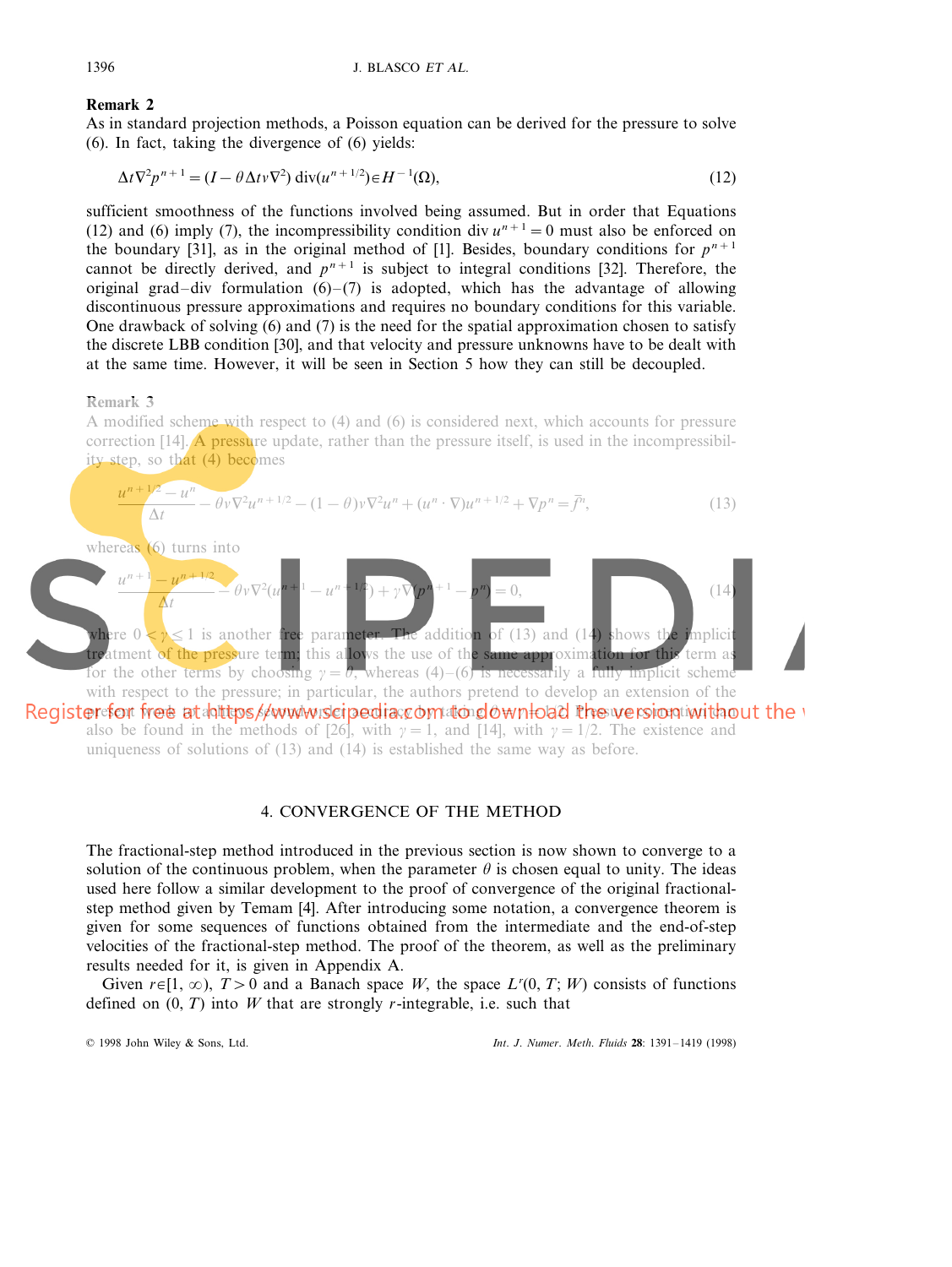**Remark 2**

As in standard projection methods, a Poisson equation can be derived for the pressure to solve (6). In fact, taking the divergence of (6) yields:

$$\Delta t \nabla^2 p^{n+1} = (I - \theta \Delta t \nu \nabla^2)\, \mathrm{div}(u^{n+1/2}) \in H^{-1}(\Omega), \tag{12}$$

sufficient smoothness of the functions involved being assumed. But in order that Equations (12) and (6) imply (7), the incompressibility condition $\mathrm{div}\, u^{n+1} = 0$ must also be enforced on the boundary [31], as in the original method of [1]. Besides, boundary conditions for $p^{n+1}$ cannot be directly derived, and $p^{n+1}$ is subject to integral conditions [32]. Therefore, the original grad–div formulation (6)–(7) is adopted, which has the advantage of allowing discontinuous pressure approximations and requires no boundary conditions for this variable. One drawback of solving (6) and (7) is the need for the spatial approximation chosen to satisfy the discrete LBB condition [30], and that velocity and pressure unknowns have to be dealt with at the same time. However, it will be seen in Section 5 how they can still be decoupled.

**Remark 3**

A modified scheme with respect to (4) and (6) is considered next, which accounts for pressure correction [14]. A pressure update, rather than the pressure itself, is used in the incompressibility step, so that (4) becomes

$$\frac{u^{n+1/2} - u^n}{\Delta t} - \theta \nu \nabla^2 u^{n+1/2} - (1-\theta)\nu \nabla^2 u^n + (u^n \cdot \nabla) u^{n+1/2} + \nabla p^n = \bar{f}^n, \tag{13}$$

whereas (6) turns into

$$\frac{u^{n+1} - u^{n+1/2}}{\Delta t} - \theta \nu \nabla^2 (u^{n+1} - u^{n+1/2}) + \gamma \nabla (p^{n+1} - p^n) = 0, \tag{14}$$

where $0 < \gamma \leq 1$ is another free parameter. The addition of (13) and (14) shows the implicit treatment of the pressure term; this allows the use of the same approximation for this term as for the other terms by choosing $\gamma = \theta$, whereas (4)–(6) is necessarily a fully implicit scheme with respect to the pressure; in particular, the authors pretend to develop an extension of the present work to achieve second-order accuracy by taking $\theta = \gamma = 1/2$. Pressure correction can also be found in the methods of [26], with $\gamma = 1$, and [14], with $\gamma = 1/2$. The existence and uniqueness of solutions of (13) and (14) is established the same way as before.

## 4. CONVERGENCE OF THE METHOD

The fractional-step method introduced in the previous section is now shown to converge to a solution of the continuous problem, when the parameter $\theta$ is chosen equal to unity. The ideas used here follow a similar development to the proof of convergence of the original fractional-step method given by Temam [4]. After introducing some notation, a convergence theorem is given for some sequences of functions obtained from the intermediate and the end-of-step velocities of the fractional-step method. The proof of the theorem, as well as the preliminary results needed for it, is given in Appendix A.

Given $r \in [1, \infty)$, $T > 0$ and a Banach space $W$, the space $L^r(0, T; W)$ consists of functions defined on $(0, T)$ into $W$ that are strongly $r$-integrable, i.e. such that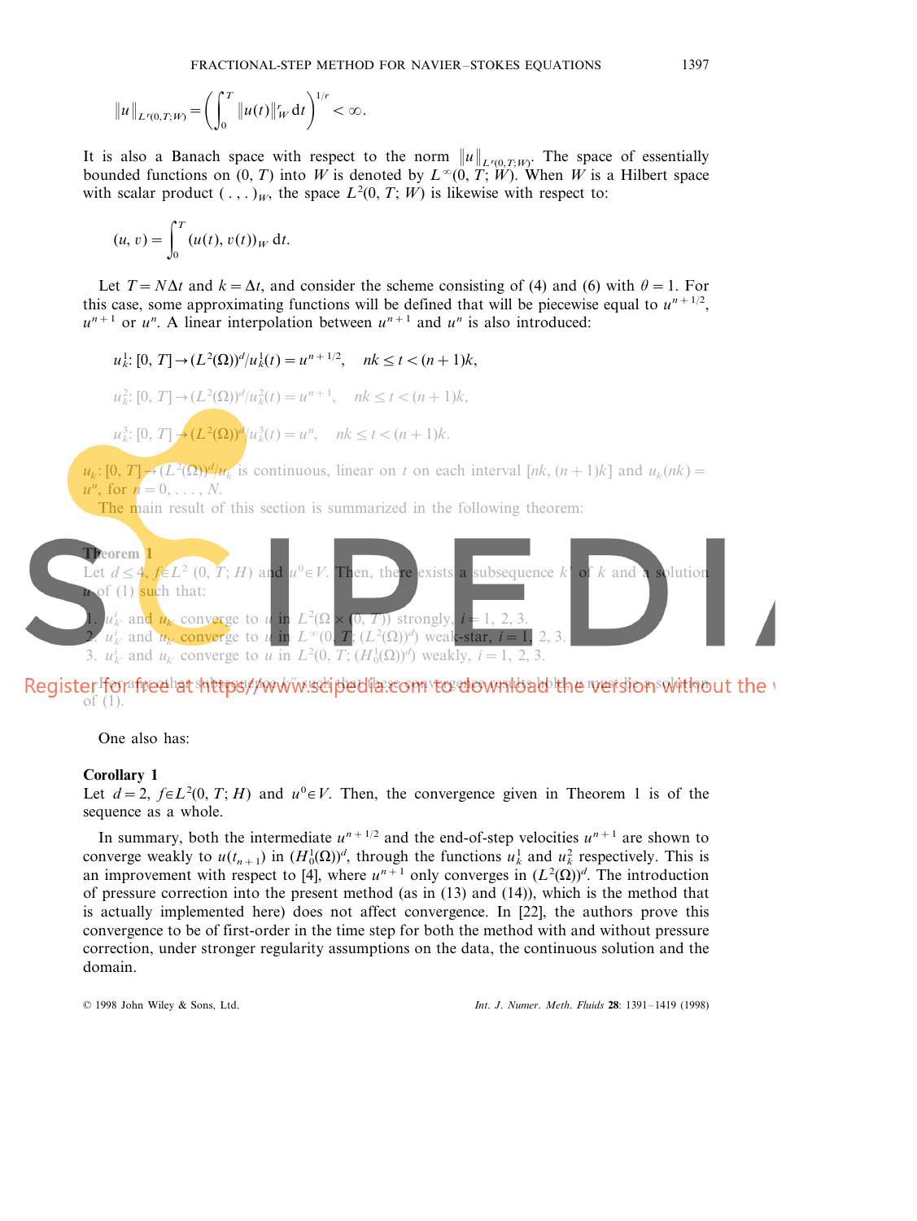$$\|u\|_{L^r(0,T;W)} = \left( \int_0^T \|u(t)\|_W^r \, dt \right)^{1/r} < \infty.$$

It is also a Banach space with respect to the norm $\|u\|_{L^r(0,T;W)}$. The space of essentially bounded functions on $(0, T)$ into $W$ is denoted by $L^\infty(0, T; W)$. When $W$ is a Hilbert space with scalar product $(\,.\,,\,.\,)_W$, the space $L^2(0, T; W)$ is likewise with respect to:

$$(u, v) = \int_0^T (u(t), v(t))_W \, dt.$$

Let $T = N\Delta t$ and $k = \Delta t$, and consider the scheme consisting of (4) and (6) with $\theta = 1$. For this case, some approximating functions will be defined that will be piecewise equal to $u^{n+1/2}$, $u^{n+1}$ or $u^n$. A linear interpolation between $u^{n+1}$ and $u^n$ is also introduced:

$$u_k^1: [0, T] \to (L^2(\Omega))^d / u_k^1(t) = u^{n+1/2}, \quad nk \le t < (n+1)k,$$

$$u_k^2: [0, T] \to (L^2(\Omega))^d / u_k^2(t) = u^{n+1}, \quad nk \le t < (n+1)k,$$

$$u_k^3: [0, T] \to (L^2(\Omega))^d / u_k^3(t) = u^n, \quad nk \le t < (n+1)k.$$

$u_k: [0, T] \to (L^2(\Omega))^d / u_k$ is continuous, linear on $t$ on each interval $[nk, (n+1)k]$ and $u_k(nk) = u^n$, for $n = 0, \ldots, N$.

The main result of this section is summarized in the following theorem:

**Theorem 1**

Let $d \le 4$, $f \in L^2(0, T; H)$ and $u^0 \in V$. Then, there exists a subsequence $k'$ of $k$ and a solution $u$ of (1) such that:

1. $u_{k'}^i$ and $u_{k'}$ converge to $u$ in $L^2(\Omega \times (0, T))$ strongly, $i = 1, 2, 3$.
2. $u_{k'}^i$ and $u_{k'}$ converge to $u$ in $L^\infty(0, T; (L^2(\Omega))^d)$ weak-star, $i = 1, 2, 3$.
3. $u_{k'}^i$ and $u_{k'}$ converge to $u$ in $L^2(0, T; (H_0^1(\Omega))^d)$ weakly, $i = 1, 2, 3$.

For any other subsequence $k''$ such that these convergences hold, $u$ must be a solution of (1).

One also has:

**Corollary 1**

Let $d = 2$, $f \in L^2(0, T; H)$ and $u^0 \in V$. Then, the convergence given in Theorem 1 is of the sequence as a whole.

In summary, both the intermediate $u^{n+1/2}$ and the end-of-step velocities $u^{n+1}$ are shown to converge weakly to $u(t_{n+1})$ in $(H_0^1(\Omega))^d$, through the functions $u_k^1$ and $u_k^2$ respectively. This is an improvement with respect to [4], where $u^{n+1}$ only converges in $(L^2(\Omega))^d$. The introduction of pressure correction into the present method (as in (13) and (14)), which is the method that is actually implemented here) does not affect convergence. In [22], the authors prove this convergence to be of first-order in the time step for both the method with and without pressure correction, under stronger regularity assumptions on the data, the continuous solution and the domain.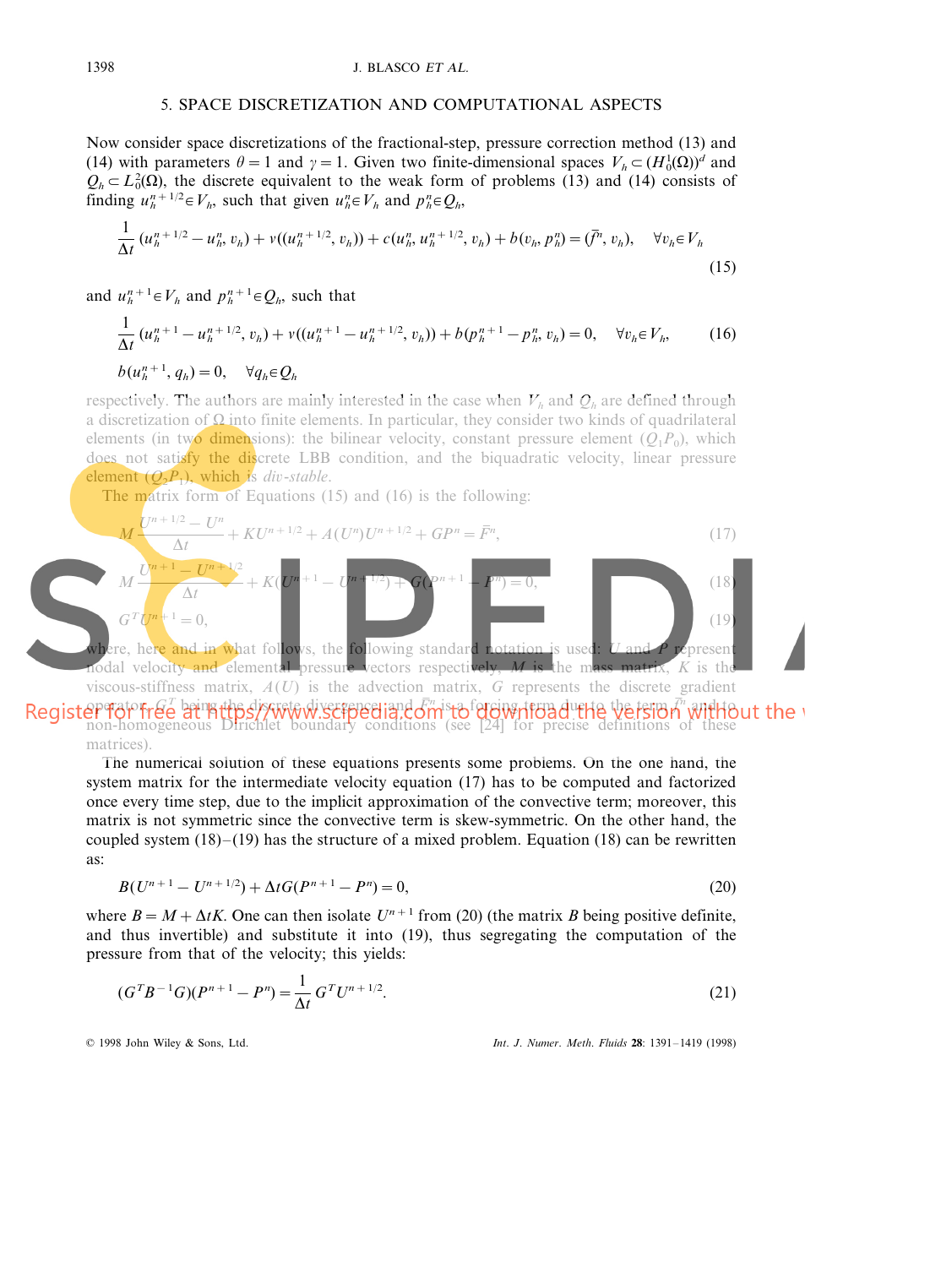## 5. SPACE DISCRETIZATION AND COMPUTATIONAL ASPECTS

Now consider space discretizations of the fractional-step, pressure correction method (13) and (14) with parameters $\theta = 1$ and $\gamma = 1$. Given two finite-dimensional spaces $V_h \subset (H_0^1(\Omega))^d$ and $Q_h \subset L_0^2(\Omega)$, the discrete equivalent to the weak form of problems (13) and (14) consists of finding $u_h^{n+1/2} \in V_h$, such that given $u_h^n \in V_h$ and $p_h^n \in Q_h$,

$$\frac{1}{\Delta t}(u_h^{n+1/2} - u_h^n, v_h) + \nu((u_h^{n+1/2}, v_h)) + c(u_h^n, u_h^{n+1/2}, v_h) + b(v_h, p_h^n) = (\bar{f}^n, v_h), \quad \forall v_h \in V_h \tag{15}$$

and $u_h^{n+1} \in V_h$ and $p_h^{n+1} \in Q_h$, such that

$$\frac{1}{\Delta t}(u_h^{n+1} - u_h^{n+1/2}, v_h) + \nu((u_h^{n+1} - u_h^{n+1/2}, v_h)) + b(p_h^{n+1} - p_h^n, v_h) = 0, \quad \forall v_h \in V_h, \tag{16}$$

$$b(u_h^{n+1}, q_h) = 0, \quad \forall q_h \in Q_h$$

respectively. The authors are mainly interested in the case when $V_h$ and $Q_h$ are defined through a discretization of $\Omega$ into finite elements. In particular, they consider two kinds of quadrilateral elements (in two dimensions): the bilinear velocity, constant pressure element ($Q_1P_0$), which does not satisfy the discrete LBB condition, and the biquadratic velocity, linear pressure element ($Q_2P_1$), which is *div-stable*.

The matrix form of Equations (15) and (16) is the following:

$$M\frac{U^{n+1/2} - U^n}{\Delta t} + KU^{n+1/2} + A(U^n)U^{n+1/2} + GP^n = \bar{F}^n, \tag{17}$$

$$M\frac{U^{n+1} - U^{n+1/2}}{\Delta t} + K(U^{n+1} - U^{n+1/2}) + G(P^{n+1} - P^n) = 0, \tag{18}$$

$$G^T U^{n+1} = 0, \tag{19}$$

where, here and in what follows, the following standard notation is used: $U$ and $P$ represent nodal velocity and elemental pressure vectors respectively, $M$ is the mass matrix, $K$ is the viscous-stiffness matrix, $A(U)$ is the advection matrix, $G$ represents the discrete gradient operator, $G^T$ being the discrete divergence, and $\bar{F}^n$ is a forcing term due to the term $\bar{f}^n$ and to non-homogeneous Dirichlet boundary conditions (see [24] for precise definitions of these matrices).

The numerical solution of these equations presents some problems. On the one hand, the system matrix for the intermediate velocity equation (17) has to be computed and factorized once every time step, due to the implicit approximation of the convective term; moreover, this matrix is not symmetric since the convective term is skew-symmetric. On the other hand, the coupled system (18)–(19) has the structure of a mixed problem. Equation (18) can be rewritten as:

$$B(U^{n+1} - U^{n+1/2}) + \Delta t G(P^{n+1} - P^n) = 0, \tag{20}$$

where $B = M + \Delta t K$. One can then isolate $U^{n+1}$ from (20) (the matrix $B$ being positive definite, and thus invertible) and substitute it into (19), thus segregating the computation of the pressure from that of the velocity; this yields:

$$(G^T B^{-1} G)(P^{n+1} - P^n) = \frac{1}{\Delta t} G^T U^{n+1/2}. \tag{21}$$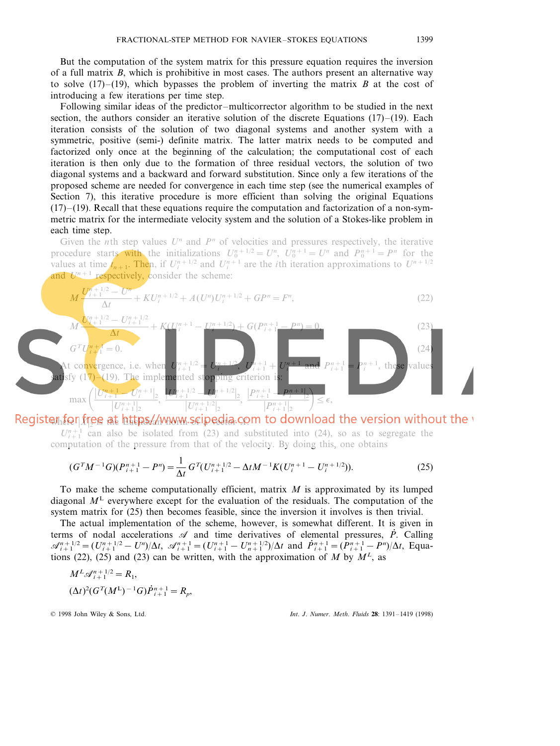But the computation of the system matrix for this pressure equation requires the inversion of a full matrix $B$, which is prohibitive in most cases. The authors present an alternative way to solve (17)–(19), which bypasses the problem of inverting the matrix $B$ at the cost of introducing a few iterations per time step.

Following similar ideas of the predictor–multicorrector algorithm to be studied in the next section, the authors consider an iterative solution of the discrete Equations (17)–(19). Each iteration consists of the solution of two diagonal systems and another system with a symmetric, positive (semi-) definite matrix. The latter matrix needs to be computed and factorized only once at the beginning of the calculation; the computational cost of each iteration is then only due to the formation of three residual vectors, the solution of two diagonal systems and a backward and forward substitution. Since only a few iterations of the proposed scheme are needed for convergence in each time step (see the numerical examples of Section 7), this iterative procedure is more efficient than solving the original Equations (17)–(19). Recall that these equations require the computation and factorization of a non-symmetric matrix for the intermediate velocity system and the solution of a Stokes-like problem in each time step.

Given the $n$th step values $U^n$ and $P^n$ of velocities and pressures respectively, the iterative procedure starts with the initializations $U_0^{n+1/2} = U^n$, $U_0^{n+1} = U^n$ and $P_0^{n+1} = P^n$ for the values at time $t_{n+1}$. Then, if $U_i^{n+1/2}$ and $U_i^{n+1}$ are the $i$th iteration approximations to $U^{n+1/2}$ and $U^{n+1}$ respectively, consider the scheme:

$$M\frac{U_{i+1}^{n+1/2} - U^n}{\Delta t} + KU_i^{n+1/2} + A(U^n)U_i^{n+1/2} + GP^n = F^n, \tag{22}$$

$$M\frac{U_{i+1}^{n+1} - U_{i+1}^{n+1/2}}{\Delta t} + K(U_i^{n+1} - U_i^{n+1/2}) + G(P_{i+1}^{n+1} - P^n) = 0, \tag{23}$$

$$G^T U_{i+1}^{n+1} = 0. \tag{24}$$

At convergence, i.e. when $U_{i+1}^{n+1/2} = U_i^{n+1/2}$, $U_{i+1}^{n+1} = U_i^{n+1}$ and $P_{i+1}^{n+1} = P_i^{n+1}$, these values satisfy (17)–(19). The implemented stopping criterion is:

$$\max\left(\frac{|U_{i+1}^{n+1} - U_i^{n+1}|_2}{|U_{i+1}^{n+1}|_2}, \frac{|U_{i+1}^{n+1/2} - U_i^{n+1/2}|_2}{|U_{i+1}^{n+1/2}|_2}, \frac{|P_{i+1}^{n+1} - P_i^{n+1}|_2}{|P_{i+1}^{n+1}|_2}\right) \leq \epsilon,$$

where $|X|_2$ is the Euclidean norm of a vector $X$.

$U_{i+1}^{n+1}$ can also be isolated from (23) and substituted into (24), so as to segregate the computation of the pressure from that of the velocity. By doing this, one obtains

$$(G^T M^{-1} G)(P_{i+1}^{n+1} - P^n) = \frac{1}{\Delta t} G^T (U_{i+1}^{n+1/2} - \Delta t M^{-1} K(U_i^{n+1} - U_i^{n+1/2})). \tag{25}$$

To make the scheme computationally efficient, matrix $M$ is approximated by its lumped diagonal $M^L$ everywhere except for the evaluation of the residuals. The computation of the system matrix for (25) then becomes feasible, since the inversion it involves is then trivial.

The actual implementation of the scheme, however, is somewhat different. It is given in terms of nodal accelerations $\mathscr{A}$ and time derivatives of elemental pressures, $\dot{P}$. Calling $\mathscr{A}_{i+1}^{n+1/2} = (U_{i+1}^{n+1/2} - U^n)/\Delta t$, $\mathscr{A}_{i+1}^{n+1} = (U_{i+1}^{n+1} - U_{n+1}^{n+1/2})/\Delta t$ and $\dot{P}_{i+1}^{n+1} = (P_{i+1}^{n+1} - P^n)/\Delta t$, Equations (22), (25) and (23) can be written, with the approximation of $M$ by $M^L$, as

$$M^L \mathscr{A}_{i+1}^{n+1/2} = R_1,$$

$$(\Delta t)^2 (G^T (M^L)^{-1} G)\dot{P}_{i+1}^{n+1} = R_p,$$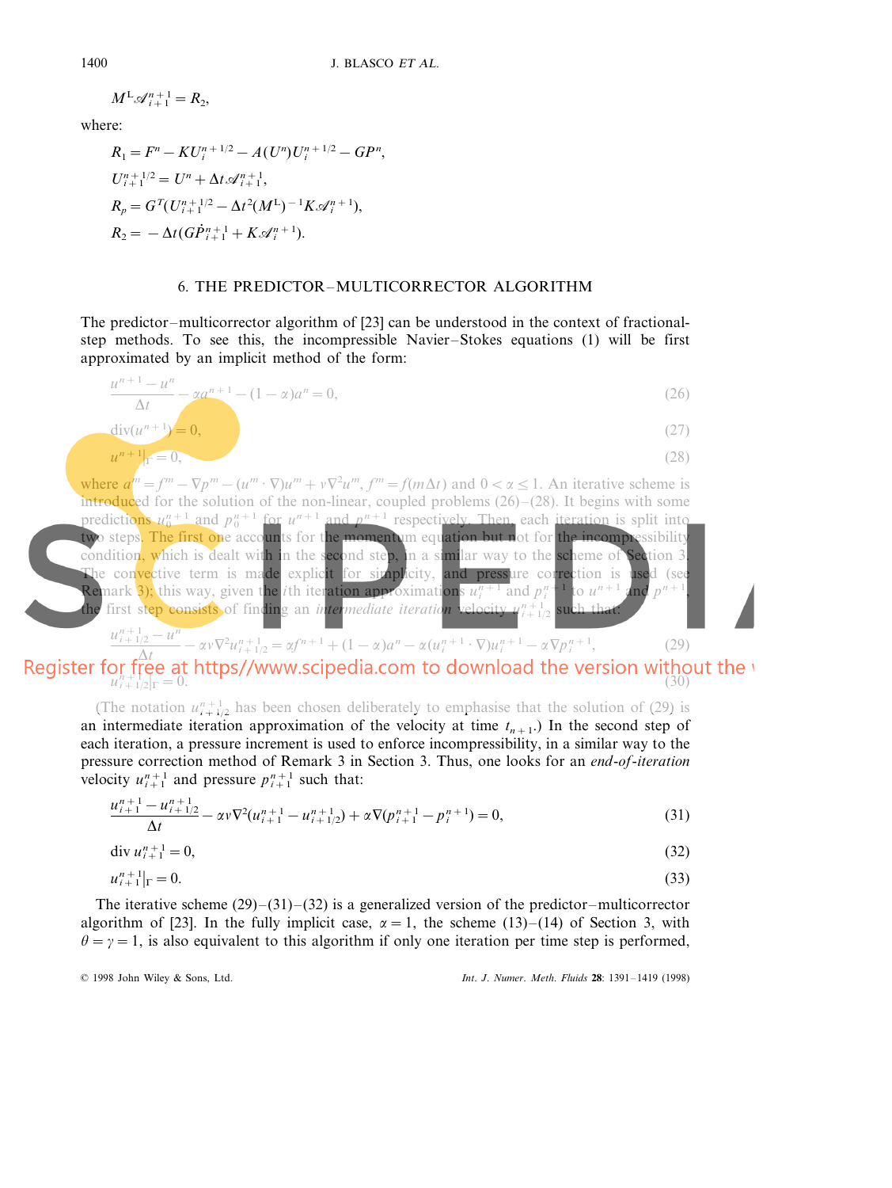$$M^{L}\mathscr{A}^{n+1}_{i+1} = R_2,$$

where:

$$R_1 = F^n - KU_i^{n+1/2} - A(U^n)U_i^{n+1/2} - GP^n,$$

$$U_{i+1}^{n+1/2} = U^n + \Delta t \mathscr{A}^{n+1}_{i+1},$$

$$R_p = G^T(U_{i+1}^{n+1/2} - \Delta t^2 (M^L)^{-1} K \mathscr{A}_i^{n+1}),$$

$$R_2 = -\Delta t (G\dot{P}^{n+1}_{i+1} + K\mathscr{A}_i^{n+1}).$$

## 6. THE PREDICTOR–MULTICORRECTOR ALGORITHM

The predictor–multicorrector algorithm of [23] can be understood in the context of fractional-step methods. To see this, the incompressible Navier–Stokes equations (1) will be first approximated by an implicit method of the form:

$$\frac{u^{n+1} - u^n}{\Delta t} - \alpha a^{n+1} - (1-\alpha)a^n = 0, \tag{26}$$

$$\operatorname{div}(u^{n+1}) = 0, \tag{27}$$

$$u^{n+1}|_\Gamma = 0, \tag{28}$$

where $a^m = f^m - \nabla p^m - (u^m \cdot \nabla)u^m + \nu \nabla^2 u^m$, $f^m = f(m\Delta t)$ and $0 < \alpha \leq 1$. An iterative scheme is introduced for the solution of the non-linear, coupled problems (26)–(28). It begins with some predictions $u_0^{n+1}$ and $p_0^{n+1}$ for $u^{n+1}$ and $p^{n+1}$ respectively. Then, each iteration is split into two steps. The first one accounts for the momentum equation but not for the incompressibility condition, which is dealt with in the second step, in a similar way to the scheme of Section 3. The convective term is made explicit for simplicity, and pressure correction is used (see Remark 3); this way, given the $i$th iteration approximations $u_i^{n+1}$ and $p_i^{n+1}$ to $u^{n+1}$ and $p^{n+1}$, the first step consists of finding an *intermediate iteration* velocity $u^{n+1}_{i+1/2}$ such that:

$$\frac{u^{n+1}_{i+1/2} - u^n}{\Delta t} - \alpha\nu\nabla^2 u^{n+1}_{i+1/2} = \alpha f^{n+1} + (1-\alpha)a^n - \alpha(u_i^{n+1} \cdot \nabla)u_i^{n+1} - \alpha\nabla p_i^{n+1}, \tag{29}$$

$$u^{n+1}_{i+1/2}|_\Gamma = 0. \tag{30}$$

(The notation $u^{n+1}_{i+1/2}$ has been chosen deliberately to emphasise that the solution of (29) is an intermediate iteration approximation of the velocity at time $t_{n+1}$.) In the second step of each iteration, a pressure increment is used to enforce incompressibility, in a similar way to the pressure correction method of Remark 3 in Section 3. Thus, one looks for an *end-of-iteration* velocity $u^{n+1}_{i+1}$ and pressure $p^{n+1}_{i+1}$ such that:

$$\frac{u^{n+1}_{i+1} - u^{n+1}_{i+1/2}}{\Delta t} - \alpha\nu\nabla^2(u^{n+1}_{i+1} - u^{n+1}_{i+1/2}) + \alpha\nabla(p^{n+1}_{i+1} - p_i^{n+1}) = 0, \tag{31}$$

$$\operatorname{div} u^{n+1}_{i+1} = 0, \tag{32}$$

$$u^{n+1}_{i+1}|_\Gamma = 0. \tag{33}$$

The iterative scheme (29)–(31)–(32) is a generalized version of the predictor–multicorrector algorithm of [23]. In the fully implicit case, $\alpha = 1$, the scheme (13)–(14) of Section 3, with $\theta = \gamma = 1$, is also equivalent to this algorithm if only one iteration per time step is performed,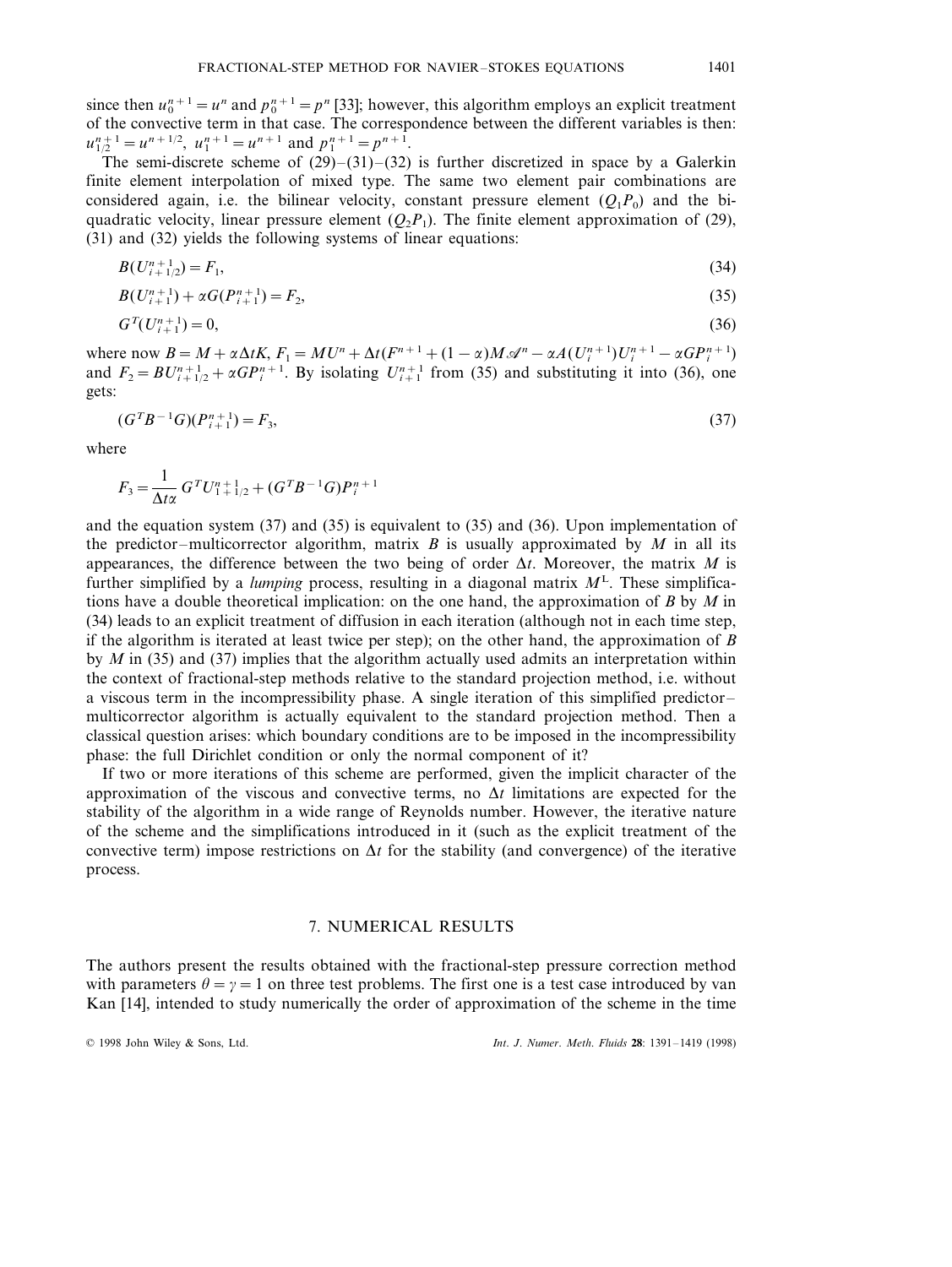since then $u_0^{n+1} = u^n$ and $p_0^{n+1} = p^n$ [33]; however, this algorithm employs an explicit treatment of the convective term in that case. The correspondence between the different variables is then: $u_{1/2}^{n+1} = u^{n+1/2}$, $u_1^{n+1} = u^{n+1}$ and $p_1^{n+1} = p^{n+1}$.

The semi-discrete scheme of (29)–(31)–(32) is further discretized in space by a Galerkin finite element interpolation of mixed type. The same two element pair combinations are considered again, i.e. the bilinear velocity, constant pressure element ($Q_1P_0$) and the bi-quadratic velocity, linear pressure element ($Q_2P_1$). The finite element approximation of (29), (31) and (32) yields the following systems of linear equations:

$$B(U_{i+1/2}^{n+1}) = F_1, \tag{34}$$

$$B(U_{i+1}^{n+1}) + \alpha G(P_{i+1}^{n+1}) = F_2, \tag{35}$$

$$G^T(U_{i+1}^{n+1}) = 0, \tag{36}$$

where now $B = M + \alpha \Delta t K$, $F_1 = MU^n + \Delta t(F^{n+1} + (1-\alpha)M\mathscr{A}^n - \alpha A(U_i^{n+1})U_i^{n+1} - \alpha GP_i^{n+1})$ and $F_2 = BU_{i+1/2}^{n+1} + \alpha GP_i^{n+1}$. By isolating $U_{i+1}^{n+1}$ from (35) and substituting it into (36), one gets:

$$(G^T B^{-1} G)(P_{i+1}^{n+1}) = F_3, \tag{37}$$

where

$$F_3 = \frac{1}{\Delta t \alpha} G^T U_{1+1/2}^{n+1} + (G^T B^{-1} G) P_i^{n+1}$$

and the equation system (37) and (35) is equivalent to (35) and (36). Upon implementation of the predictor–multicorrector algorithm, matrix $B$ is usually approximated by $M$ in all its appearances, the difference between the two being of order $\Delta t$. Moreover, the matrix $M$ is further simplified by a *lumping* process, resulting in a diagonal matrix $M^L$. These simplifications have a double theoretical implication: on the one hand, the approximation of $B$ by $M$ in (34) leads to an explicit treatment of diffusion in each iteration (although not in each time step, if the algorithm is iterated at least twice per step); on the other hand, the approximation of $B$ by $M$ in (35) and (37) implies that the algorithm actually used admits an interpretation within the context of fractional-step methods relative to the standard projection method, i.e. without a viscous term in the incompressibility phase. A single iteration of this simplified predictor–multicorrector algorithm is actually equivalent to the standard projection method. Then a classical question arises: which boundary conditions are to be imposed in the incompressibility phase: the full Dirichlet condition or only the normal component of it?

If two or more iterations of this scheme are performed, given the implicit character of the approximation of the viscous and convective terms, no $\Delta t$ limitations are expected for the stability of the algorithm in a wide range of Reynolds number. However, the iterative nature of the scheme and the simplifications introduced in it (such as the explicit treatment of the convective term) impose restrictions on $\Delta t$ for the stability (and convergence) of the iterative process.

## 7. NUMERICAL RESULTS

The authors present the results obtained with the fractional-step pressure correction method with parameters $\theta = \gamma = 1$ on three test problems. The first one is a test case introduced by van Kan [14], intended to study numerically the order of approximation of the scheme in the time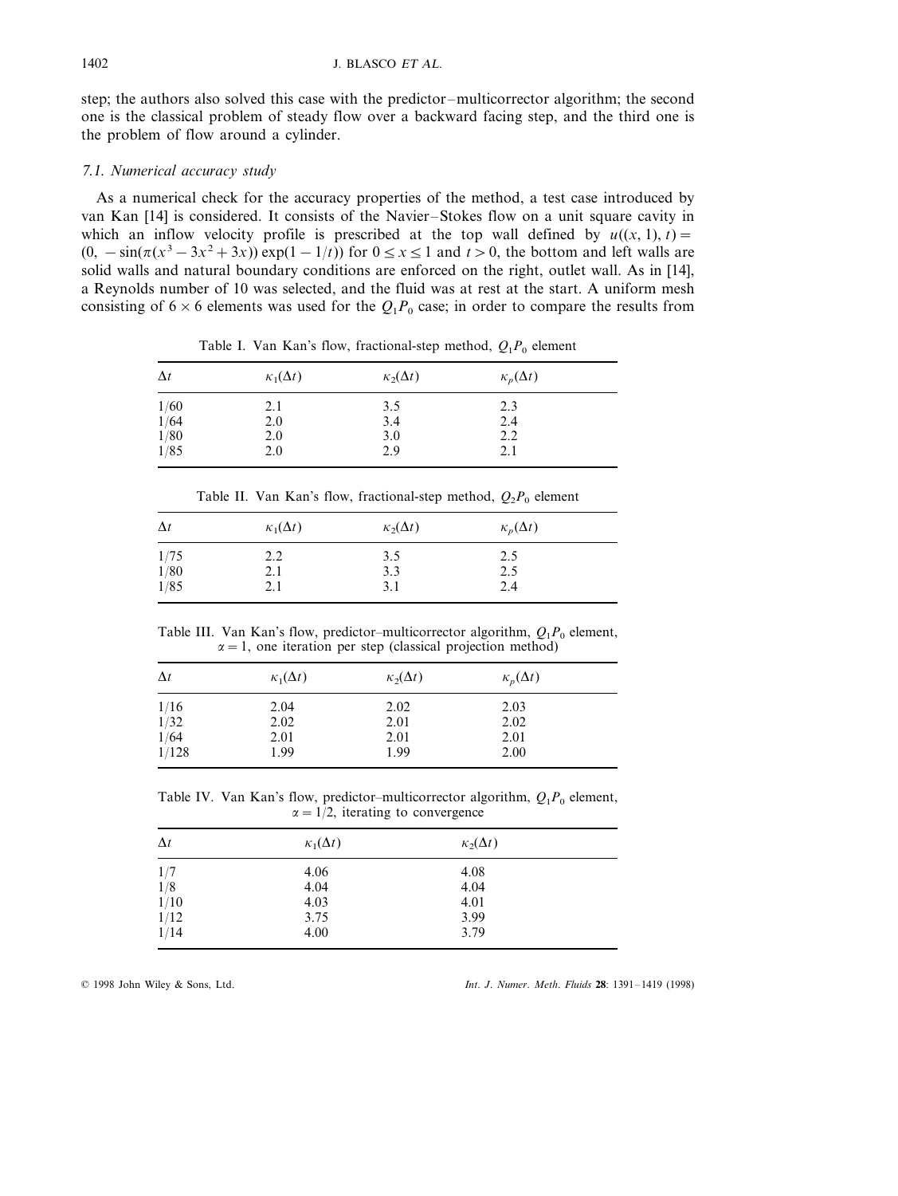step; the authors also solved this case with the predictor–multicorrector algorithm; the second one is the classical problem of steady flow over a backward facing step, and the third one is the problem of flow around a cylinder.

### 7.1. Numerical accuracy study

As a numerical check for the accuracy properties of the method, a test case introduced by van Kan [14] is considered. It consists of the Navier–Stokes flow on a unit square cavity in which an inflow velocity profile is prescribed at the top wall defined by $u((x, 1), t) = (0, -\sin(\pi(x^3 - 3x^2 + 3x))\exp(1 - 1/t))$ for $0 \le x \le 1$ and $t > 0$, the bottom and left walls are solid walls and natural boundary conditions are enforced on the right, outlet wall. As in [14], a Reynolds number of 10 was selected, and the fluid was at rest at the start. A uniform mesh consisting of $6 \times 6$ elements was used for the $Q_1P_0$ case; in order to compare the results from

Table I. Van Kan's flow, fractional-step method, $Q_1P_0$ element

| $\Delta t$ | $\kappa_1(\Delta t)$ | $\kappa_2(\Delta t)$ | $\kappa_p(\Delta t)$ |
|---|---|---|---|
| 1/60 | 2.1 | 3.5 | 2.3 |
| 1/64 | 2.0 | 3.4 | 2.4 |
| 1/80 | 2.0 | 3.0 | 2.2 |
| 1/85 | 2.0 | 2.9 | 2.1 |

Table II. Van Kan's flow, fractional-step method, $Q_2P_0$ element

| $\Delta t$ | $\kappa_1(\Delta t)$ | $\kappa_2(\Delta t)$ | $\kappa_p(\Delta t)$ |
|---|---|---|---|
| 1/75 | 2.2 | 3.5 | 2.5 |
| 1/80 | 2.1 | 3.3 | 2.5 |
| 1/85 | 2.1 | 3.1 | 2.4 |

Table III. Van Kan's flow, predictor–multicorrector algorithm, $Q_1P_0$ element, $\alpha = 1$, one iteration per step (classical projection method)

| $\Delta t$ | $\kappa_1(\Delta t)$ | $\kappa_2(\Delta t)$ | $\kappa_p(\Delta t)$ |
|---|---|---|---|
| 1/16 | 2.04 | 2.02 | 2.03 |
| 1/32 | 2.02 | 2.01 | 2.02 |
| 1/64 | 2.01 | 2.01 | 2.01 |
| 1/128 | 1.99 | 1.99 | 2.00 |

Table IV. Van Kan's flow, predictor–multicorrector algorithm, $Q_1P_0$ element, $\alpha = 1/2$, iterating to convergence

| $\Delta t$ | $\kappa_1(\Delta t)$ | $\kappa_2(\Delta t)$ |
|---|---|---|
| 1/7 | 4.06 | 4.08 |
| 1/8 | 4.04 | 4.04 |
| 1/10 | 4.03 | 4.01 |
| 1/12 | 3.75 | 3.99 |
| 1/14 | 4.00 | 3.79 |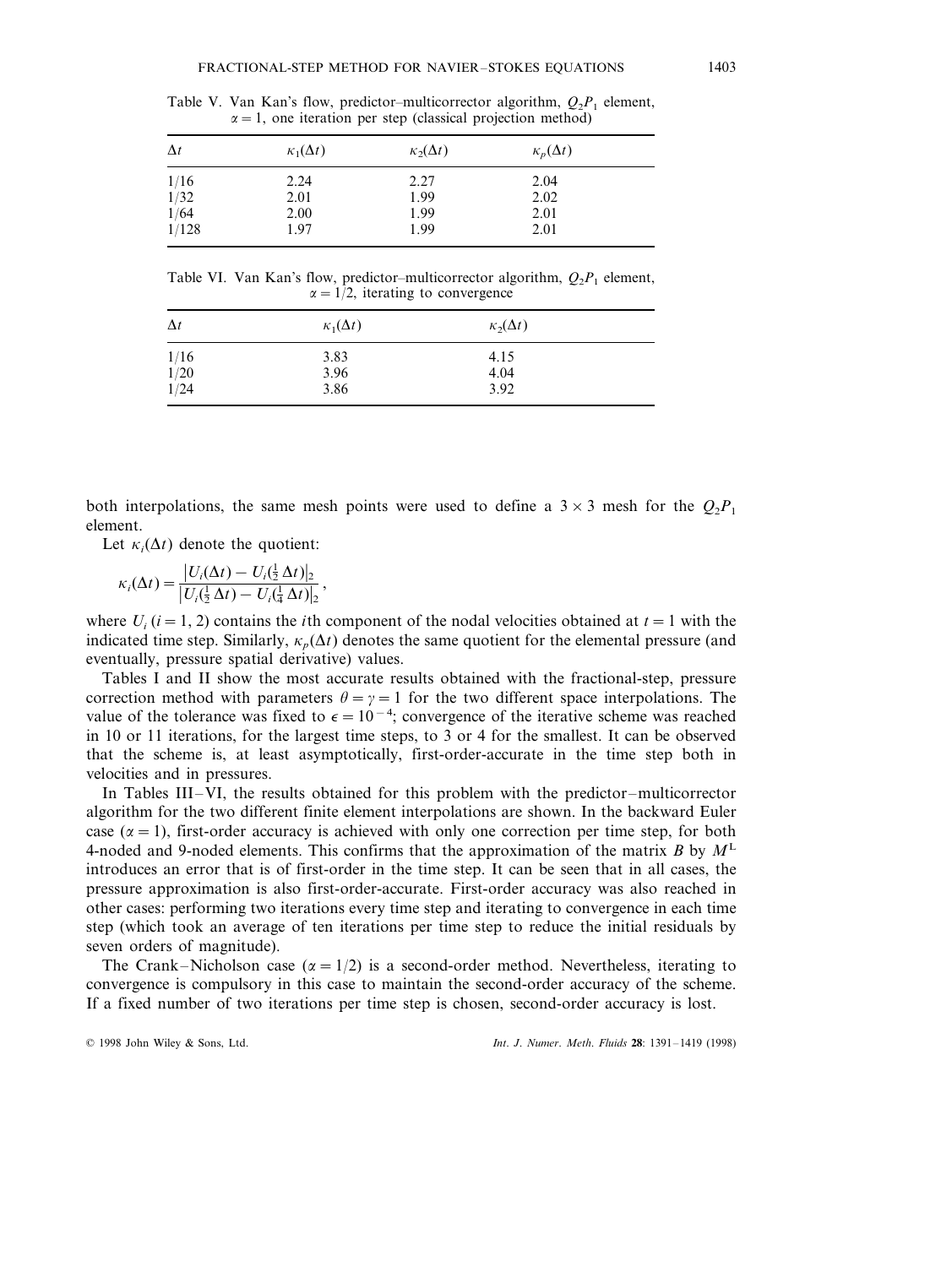Table V. Van Kan's flow, predictor–multicorrector algorithm, $Q_2P_1$ element, $\alpha = 1$, one iteration per step (classical projection method)

| $\Delta t$ | $\kappa_1(\Delta t)$ | $\kappa_2(\Delta t)$ | $\kappa_p(\Delta t)$ |
|---|---|---|---|
| 1/16 | 2.24 | 2.27 | 2.04 |
| 1/32 | 2.01 | 1.99 | 2.02 |
| 1/64 | 2.00 | 1.99 | 2.01 |
| 1/128 | 1.97 | 1.99 | 2.01 |

Table VI. Van Kan's flow, predictor–multicorrector algorithm, $Q_2P_1$ element, $\alpha = 1/2$, iterating to convergence

| $\Delta t$ | $\kappa_1(\Delta t)$ | $\kappa_2(\Delta t)$ |
|---|---|---|
| 1/16 | 3.83 | 4.15 |
| 1/20 | 3.96 | 4.04 |
| 1/24 | 3.86 | 3.92 |

both interpolations, the same mesh points were used to define a $3 \times 3$ mesh for the $Q_2P_1$ element.

Let $\kappa_i(\Delta t)$ denote the quotient:

$$\kappa_i(\Delta t) = \frac{\left|U_i(\Delta t) - U_i(\frac{1}{2}\,\Delta t)\right|_2}{\left|U_i(\frac{1}{2}\,\Delta t) - U_i(\frac{1}{4}\,\Delta t)\right|_2},$$

where $U_i$ ($i = 1, 2$) contains the $i$th component of the nodal velocities obtained at $t = 1$ with the indicated time step. Similarly, $\kappa_p(\Delta t)$ denotes the same quotient for the elemental pressure (and eventually, pressure spatial derivative) values.

Tables I and II show the most accurate results obtained with the fractional-step, pressure correction method with parameters $\theta = \gamma = 1$ for the two different space interpolations. The value of the tolerance was fixed to $\epsilon = 10^{-4}$; convergence of the iterative scheme was reached in 10 or 11 iterations, for the largest time steps, to 3 or 4 for the smallest. It can be observed that the scheme is, at least asymptotically, first-order-accurate in the time step both in velocities and in pressures.

In Tables III–VI, the results obtained for this problem with the predictor–multicorrector algorithm for the two different finite element interpolations are shown. In the backward Euler case ($\alpha = 1$), first-order accuracy is achieved with only one correction per time step, for both 4-noded and 9-noded elements. This confirms that the approximation of the matrix $B$ by $M^{\mathrm{L}}$ introduces an error that is of first-order in the time step. It can be seen that in all cases, the pressure approximation is also first-order-accurate. First-order accuracy was also reached in other cases: performing two iterations every time step and iterating to convergence in each time step (which took an average of ten iterations per time step to reduce the initial residuals by seven orders of magnitude).

The Crank–Nicholson case ($\alpha = 1/2$) is a second-order method. Nevertheless, iterating to convergence is compulsory in this case to maintain the second-order accuracy of the scheme. If a fixed number of two iterations per time step is chosen, second-order accuracy is lost.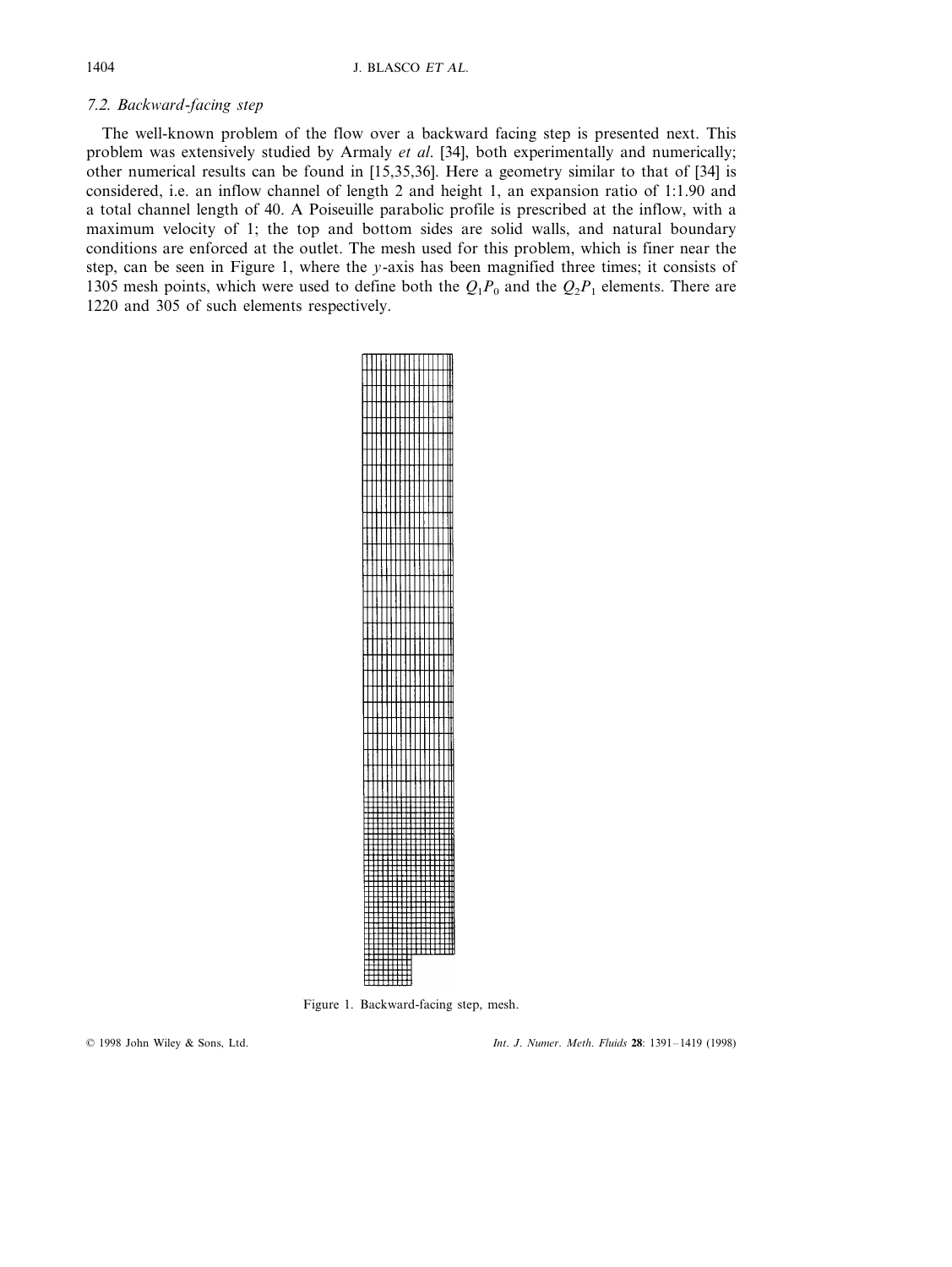### 7.2. Backward-facing step

The well-known problem of the flow over a backward facing step is presented next. This problem was extensively studied by Armaly *et al.* [34], both experimentally and numerically; other numerical results can be found in [15,35,36]. Here a geometry similar to that of [34] is considered, i.e. an inflow channel of length 2 and height 1, an expansion ratio of 1:1.90 and a total channel length of 40. A Poiseuille parabolic profile is prescribed at the inflow, with a maximum velocity of 1; the top and bottom sides are solid walls, and natural boundary conditions are enforced at the outlet. The mesh used for this problem, which is finer near the step, can be seen in Figure 1, where the $y$-axis has been magnified three times; it consists of 1305 mesh points, which were used to define both the $Q_1P_0$ and the $Q_2P_1$ elements. There are 1220 and 305 of such elements respectively.

Figure 1. Backward-facing step, mesh.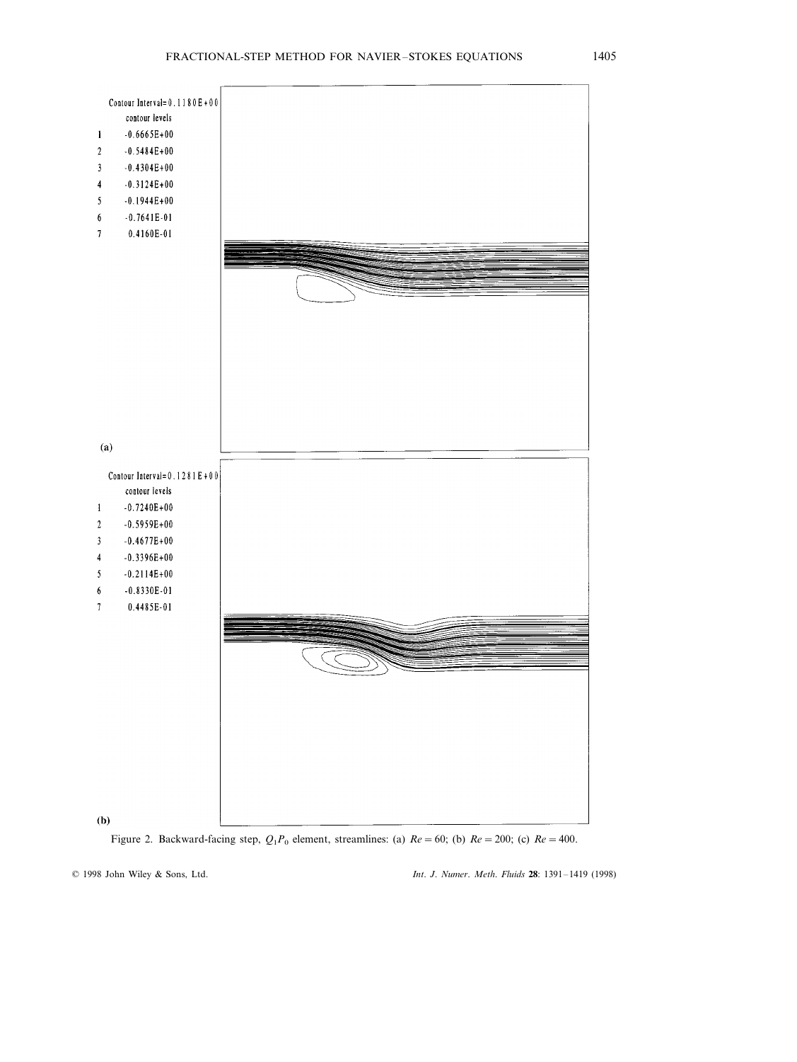Contour Interval= 0.1180E+00

contour levels

| | |
|---|---|
| 1 | -0.6665E+00 |
| 2 | -0.5484E+00 |
| 3 | -0.4304E+00 |
| 4 | -0.3124E+00 |
| 5 | -0.1944E+00 |
| 6 | -0.7641E-01 |
| 7 | 0.4160E-01 |

(a)

Contour Interval= 0.1281E+00

contour levels

| | |
|---|---|
| 1 | -0.7240E+00 |
| 2 | -0.5959E+00 |
| 3 | -0.4677E+00 |
| 4 | -0.3396E+00 |
| 5 | -0.2114E+00 |
| 6 | -0.8330E-01 |
| 7 | 0.4485E-01 |

(b)

Figure 2. Backward-facing step, $Q_1P_0$ element, streamlines: (a) $Re = 60$; (b) $Re = 200$; (c) $Re = 400$.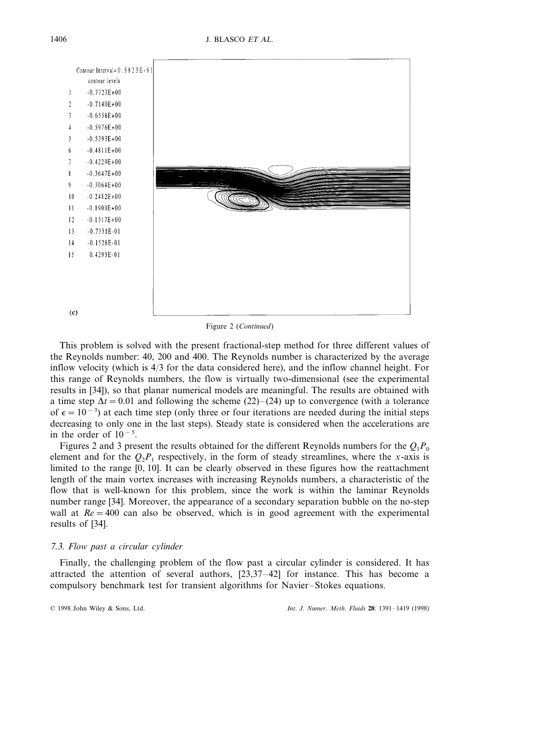Contour Interval=0.5823E-01

contour levels

| | |
|---|---|
| 1 | -0.7723E+00 |
| 2 | -0.7140E+00 |
| 3 | -0.6558E+00 |
| 4 | -0.5976E+00 |
| 5 | -0.5393E+00 |
| 6 | -0.4811E+00 |
| 7 | -0.4229E+00 |
| 8 | -0.3647E+00 |
| 9 | -0.3064E+00 |
| 10 | -0.2482E+00 |
| 11 | -0.1900E+00 |
| 12 | -0.1317E+00 |
| 13 | -0.7351E-01 |
| 14 | -0.1528E-01 |
| 15 | 0.4295E-01 |

(c)

Figure 2 (*Continued*)

This problem is solved with the present fractional-step method for three different values of the Reynolds number: 40, 200 and 400. The Reynolds number is characterized by the average inflow velocity (which is 4/3 for the data considered here), and the inflow channel height. For this range of Reynolds numbers, the flow is virtually two-dimensional (see the experimental results in [34]), so that planar numerical models are meaningful. The results are obtained with a time step $\Delta t = 0.01$ and following the scheme (22)–(24) up to convergence (with a tolerance of $\epsilon = 10^{-3}$) at each time step (only three or four iterations are needed during the initial steps decreasing to only one in the last steps). Steady state is considered when the accelerations are in the order of $10^{-5}$.

Figures 2 and 3 present the results obtained for the different Reynolds numbers for the $Q_1P_0$ element and for the $Q_2P_1$ respectively, in the form of steady streamlines, where the $x$-axis is limited to the range [0, 10]. It can be clearly observed in these figures how the reattachment length of the main vortex increases with increasing Reynolds numbers, a characteristic of the flow that is well-known for this problem, since the work is within the laminar Reynolds number range [34]. Moreover, the appearance of a secondary separation bubble on the no-step wall at $Re = 400$ can also be observed, which is in good agreement with the experimental results of [34].

### 7.3. Flow past a circular cylinder

Finally, the challenging problem of the flow past a circular cylinder is considered. It has attracted the attention of several authors, [23,37–42] for instance. This has become a compulsory benchmark test for transient algorithms for Navier–Stokes equations.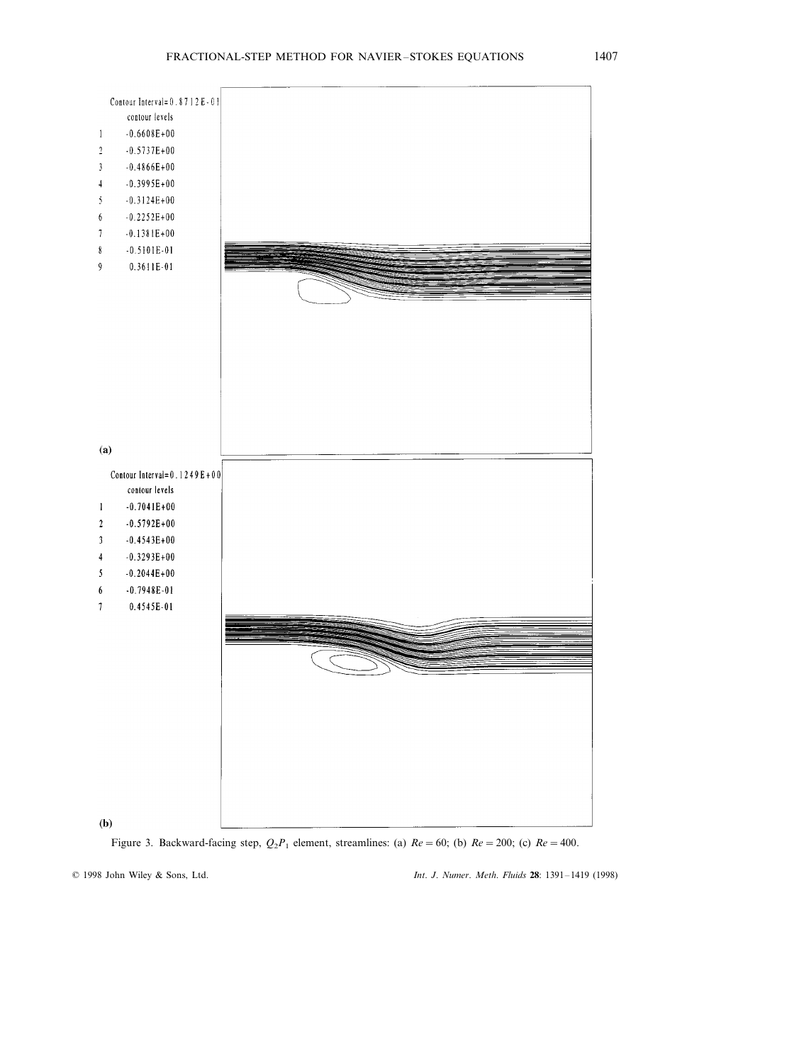Contour Interval=0.8712E-01

contour levels

| | |
|---|---|
| 1 | -0.6608E+00 |
| 2 | -0.5737E+00 |
| 3 | -0.4866E+00 |
| 4 | -0.3995E+00 |
| 5 | -0.3124E+00 |
| 6 | -0.2252E+00 |
| 7 | -0.1381E+00 |
| 8 | -0.5101E-01 |
| 9 | 0.3611E-01 |

(a)

Contour Interval=0.1249E+00

contour levels

| | |
|---|---|
| 1 | -0.7041E+00 |
| 2 | -0.5792E+00 |
| 3 | -0.4543E+00 |
| 4 | -0.3293E+00 |
| 5 | -0.2044E+00 |
| 6 | -0.7948E-01 |
| 7 | 0.4545E-01 |

(b)

Figure 3. Backward-facing step, $Q_2P_1$ element, streamlines: (a) $Re = 60$; (b) $Re = 200$; (c) $Re = 400$.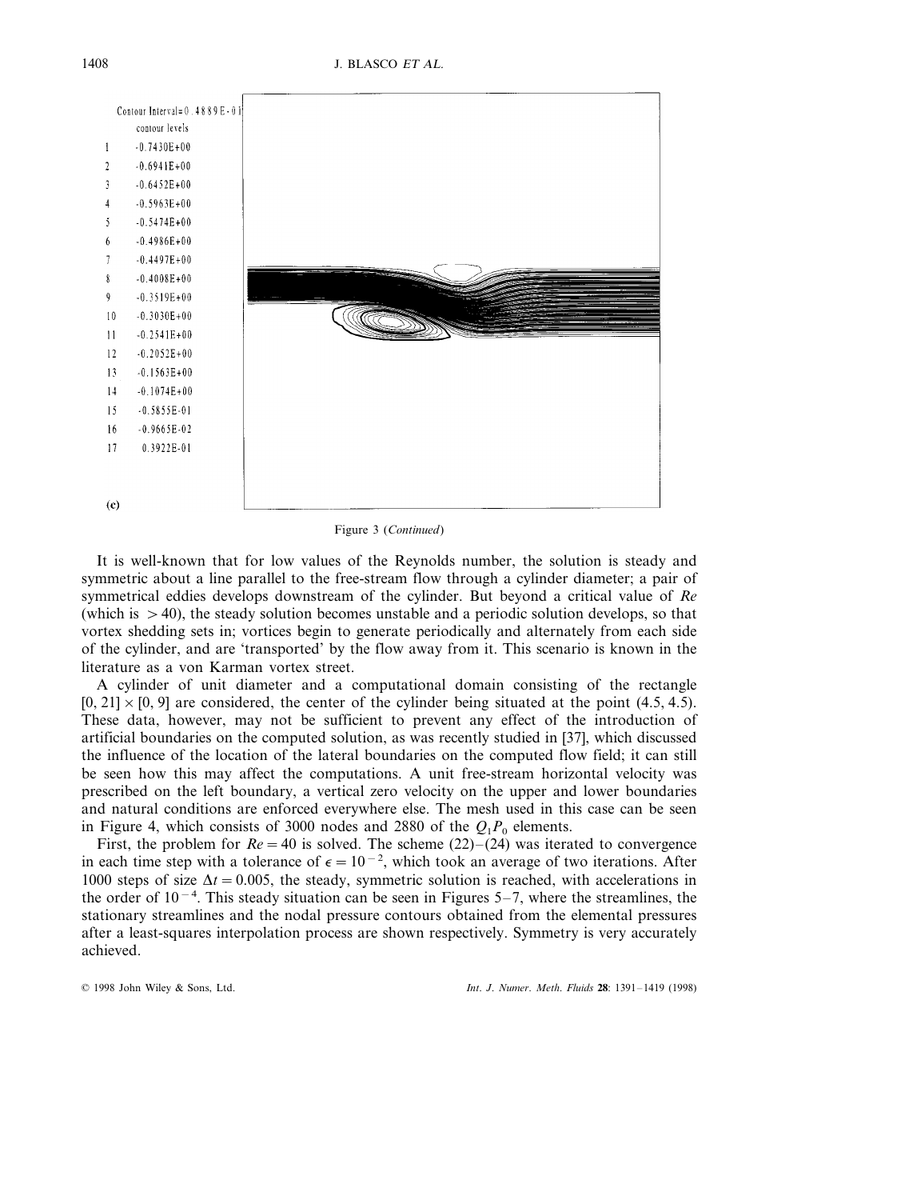Contour Interval=0.4889E-01

contour levels

| | |
|---|---|
| 1 | -0.7430E+00 |
| 2 | -0.6941E+00 |
| 3 | -0.6452E+00 |
| 4 | -0.5963E+00 |
| 5 | -0.5474E+00 |
| 6 | -0.4986E+00 |
| 7 | -0.4497E+00 |
| 8 | -0.4008E+00 |
| 9 | -0.3519E+00 |
| 10 | -0.3030E+00 |
| 11 | -0.2541E+00 |
| 12 | -0.2052E+00 |
| 13 | -0.1563E+00 |
| 14 | -0.1074E+00 |
| 15 | -0.5855E-01 |
| 16 | -0.9665E-02 |
| 17 | 0.3922E-01 |

(c)

Figure 3 (*Continued*)

It is well-known that for low values of the Reynolds number, the solution is steady and symmetric about a line parallel to the free-stream flow through a cylinder diameter; a pair of symmetrical eddies develops downstream of the cylinder. But beyond a critical value of *Re* (which is $>40$), the steady solution becomes unstable and a periodic solution develops, so that vortex shedding sets in; vortices begin to generate periodically and alternately from each side of the cylinder, and are 'transported' by the flow away from it. This scenario is known in the literature as a von Karman vortex street.

A cylinder of unit diameter and a computational domain consisting of the rectangle $[0, 21] \times [0, 9]$ are considered, the center of the cylinder being situated at the point $(4.5, 4.5)$. These data, however, may not be sufficient to prevent any effect of the introduction of artificial boundaries on the computed solution, as was recently studied in [37], which discussed the influence of the location of the lateral boundaries on the computed flow field; it can still be seen how this may affect the computations. A unit free-stream horizontal velocity was prescribed on the left boundary, a vertical zero velocity on the upper and lower boundaries and natural conditions are enforced everywhere else. The mesh used in this case can be seen in Figure 4, which consists of 3000 nodes and 2880 of the $Q_1P_0$ elements.

First, the problem for $Re=40$ is solved. The scheme (22)–(24) was iterated to convergence in each time step with a tolerance of $\epsilon = 10^{-2}$, which took an average of two iterations. After 1000 steps of size $\Delta t = 0.005$, the steady, symmetric solution is reached, with accelerations in the order of $10^{-4}$. This steady situation can be seen in Figures 5–7, where the streamlines, the stationary streamlines and the nodal pressure contours obtained from the elemental pressures after a least-squares interpolation process are shown respectively. Symmetry is very accurately achieved.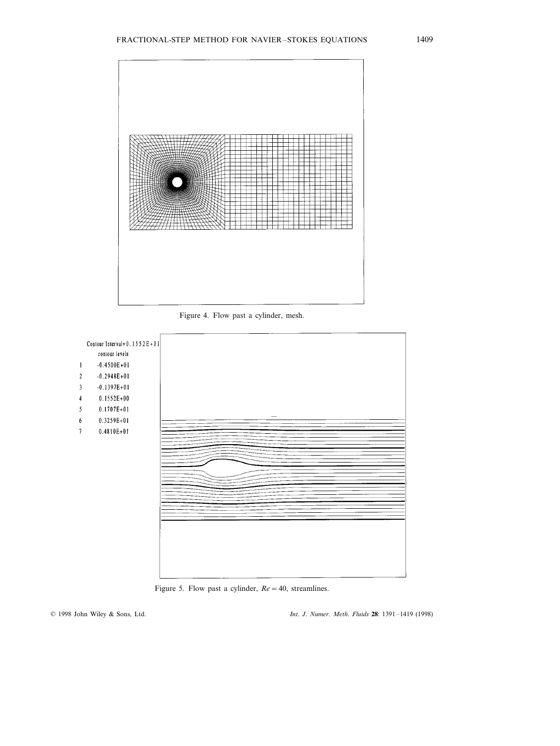Figure 4. Flow past a cylinder, mesh.

Contour Interval=0.1552E+01

contour levels

| | |
|---|---|
| 1 | -0.4500E+01 |
| 2 | -0.2948E+01 |
| 3 | -0.1397E+01 |
| 4 | 0.1552E+00 |
| 5 | 0.1707E+01 |
| 6 | 0.3259E+01 |
| 7 | 0.4810E+01 |

Figure 5. Flow past a cylinder, $Re = 40$, streamlines.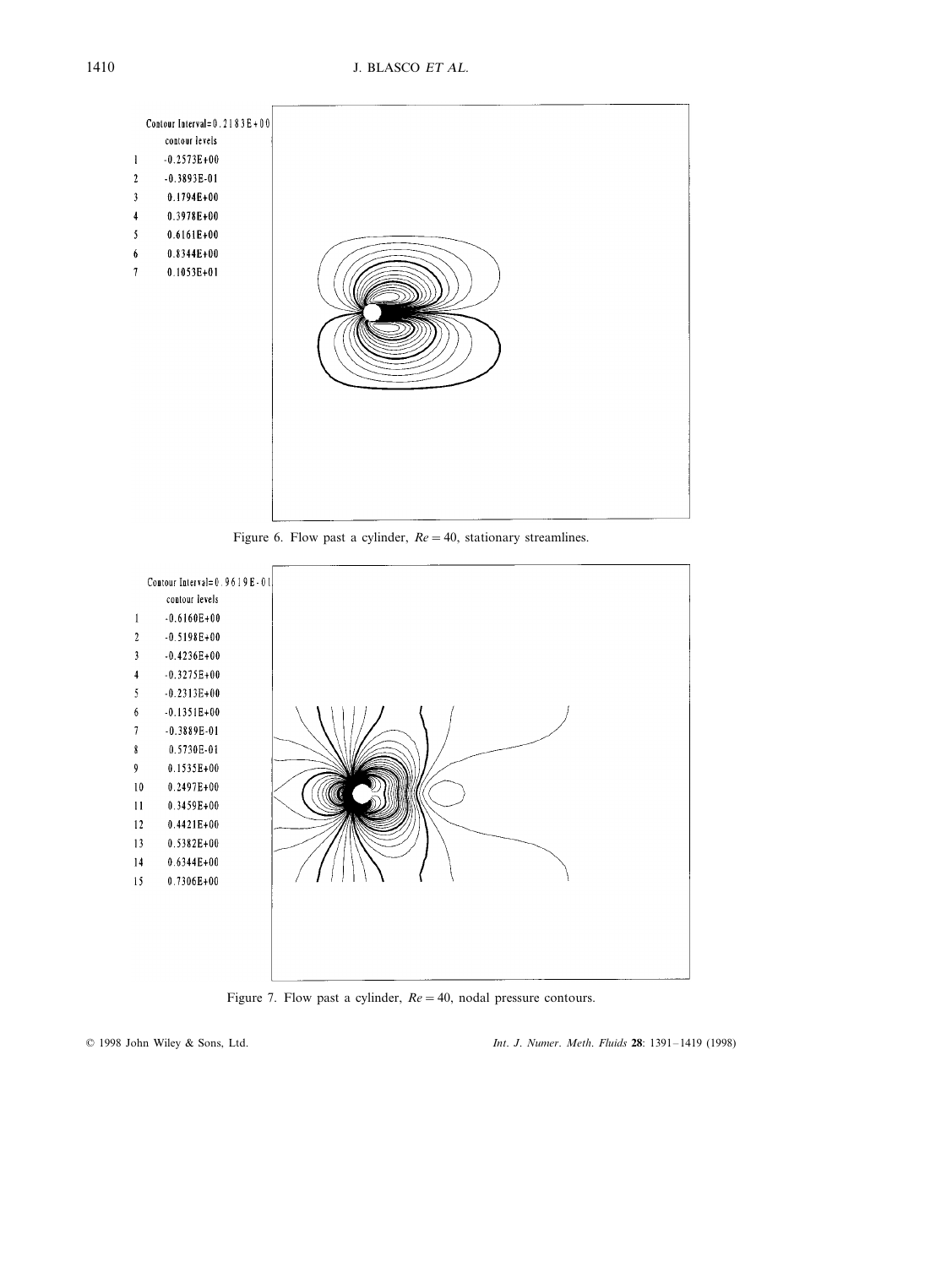Contour Interval=0.2183E+00

contour levels

| | |
|---|---|
| 1 | -0.2573E+00 |
| 2 | -0.3893E-01 |
| 3 | 0.1794E+00 |
| 4 | 0.3978E+00 |
| 5 | 0.6161E+00 |
| 6 | 0.8344E+00 |
| 7 | 0.1053E+01 |

Figure 6. Flow past a cylinder, $Re = 40$, stationary streamlines.

Contour Interval=0.9619E-01

contour levels

| | |
|---|---|
| 1 | -0.6160E+00 |
| 2 | -0.5198E+00 |
| 3 | -0.4236E+00 |
| 4 | -0.3275E+00 |
| 5 | -0.2313E+00 |
| 6 | -0.1351E+00 |
| 7 | -0.3889E-01 |
| 8 | 0.5730E-01 |
| 9 | 0.1535E+00 |
| 10 | 0.2497E+00 |
| 11 | 0.3459E+00 |
| 12 | 0.4421E+00 |
| 13 | 0.5382E+00 |
| 14 | 0.6344E+00 |
| 15 | 0.7306E+00 |

Figure 7. Flow past a cylinder, $Re = 40$, nodal pressure contours.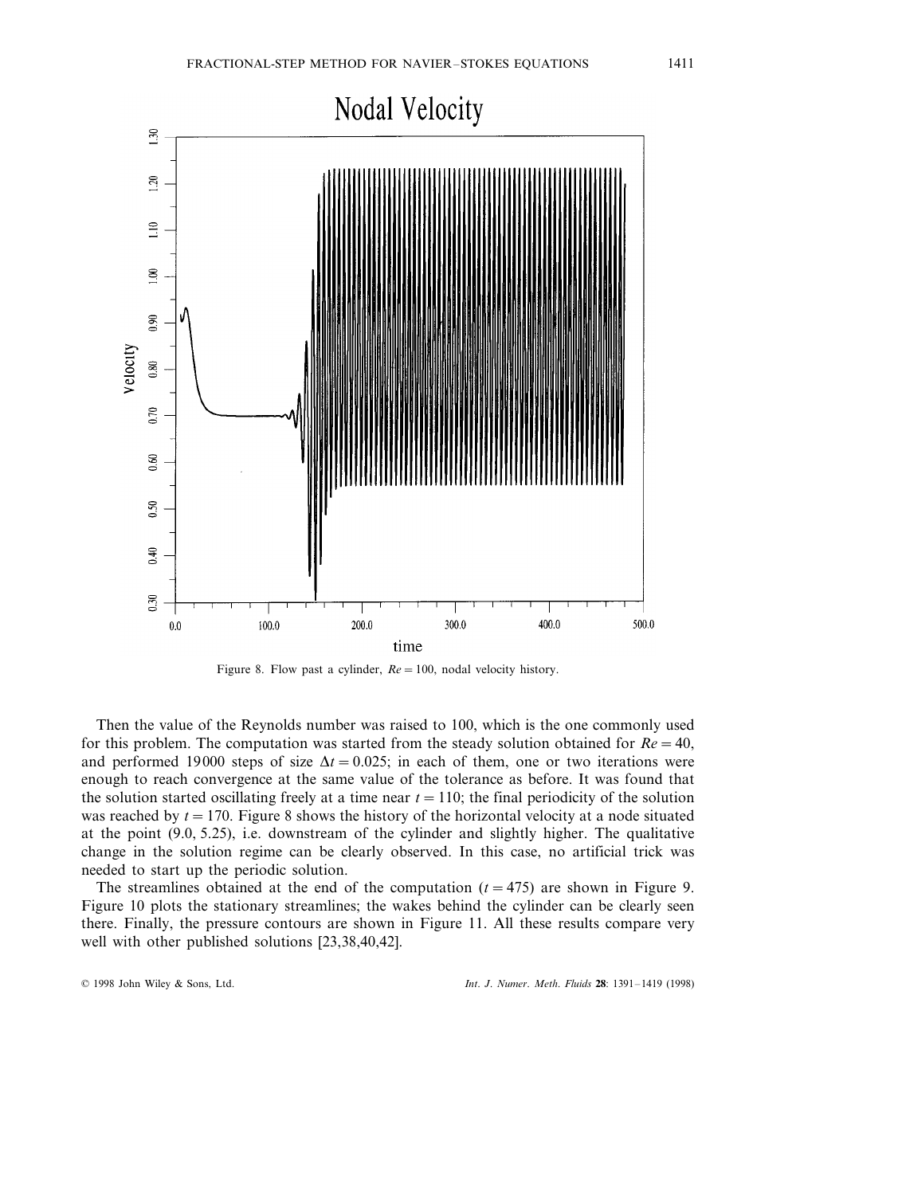Figure 8. Flow past a cylinder, $Re = 100$, nodal velocity history.

Then the value of the Reynolds number was raised to 100, which is the one commonly used for this problem. The computation was started from the steady solution obtained for $Re = 40$, and performed 19000 steps of size $\Delta t = 0.025$; in each of them, one or two iterations were enough to reach convergence at the same value of the tolerance as before. It was found that the solution started oscillating freely at a time near $t = 110$; the final periodicity of the solution was reached by $t = 170$. Figure 8 shows the history of the horizontal velocity at a node situated at the point (9.0, 5.25), i.e. downstream of the cylinder and slightly higher. The qualitative change in the solution regime can be clearly observed. In this case, no artificial trick was needed to start up the periodic solution.

The streamlines obtained at the end of the computation ($t = 475$) are shown in Figure 9. Figure 10 plots the stationary streamlines; the wakes behind the cylinder can be clearly seen there. Finally, the pressure contours are shown in Figure 11. All these results compare very well with other published solutions [23,38,40,42].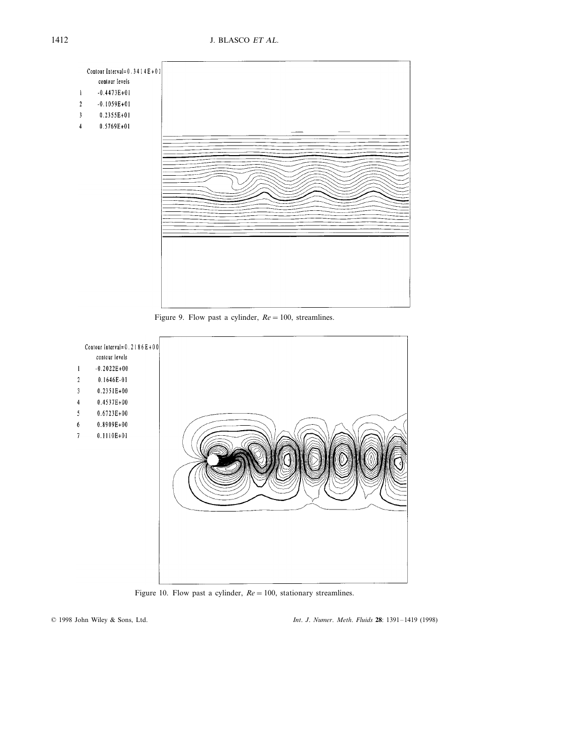Contour Interval=0.3414E+01

contour levels

| | |
|---|---|
| 1 | -0.4473E+01 |
| 2 | -0.1059E+01 |
| 3 | 0.2355E+01 |
| 4 | 0.5769E+01 |

Figure 9. Flow past a cylinder, $Re = 100$, streamlines.

Contour Interval=0.2186E+00

contour levels

| | |
|---|---|
| 1 | -0.2022E+00 |
| 2 | 0.1646E-01 |
| 3 | 0.2351E+00 |
| 4 | 0.4537E+00 |
| 5 | 0.6723E+00 |
| 6 | 0.8909E+00 |
| 7 | 0.1110E+01 |

Figure 10. Flow past a cylinder, $Re = 100$, stationary streamlines.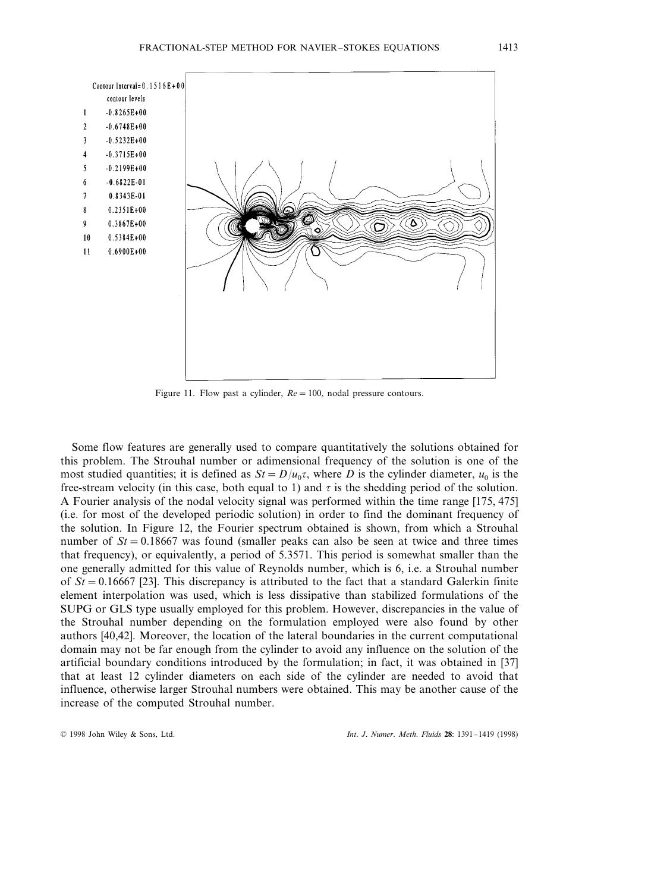Figure 11. Flow past a cylinder, $Re = 100$, nodal pressure contours.

Some flow features are generally used to compare quantitatively the solutions obtained for this problem. The Strouhal number or adimensional frequency of the solution is one of the most studied quantities; it is defined as $St = D/u_0\tau$, where $D$ is the cylinder diameter, $u_0$ is the free-stream velocity (in this case, both equal to 1) and $\tau$ is the shedding period of the solution. A Fourier analysis of the nodal velocity signal was performed within the time range [175, 475] (i.e. for most of the developed periodic solution) in order to find the dominant frequency of the solution. In Figure 12, the Fourier spectrum obtained is shown, from which a Strouhal number of $St = 0.18667$ was found (smaller peaks can also be seen at twice and three times that frequency), or equivalently, a period of 5.3571. This period is somewhat smaller than the one generally admitted for this value of Reynolds number, which is 6, i.e. a Strouhal number of $St = 0.16667$ [23]. This discrepancy is attributed to the fact that a standard Galerkin finite element interpolation was used, which is less dissipative than stabilized formulations of the SUPG or GLS type usually employed for this problem. However, discrepancies in the value of the Strouhal number depending on the formulation employed were also found by other authors [40,42]. Moreover, the location of the lateral boundaries in the current computational domain may not be far enough from the cylinder to avoid any influence on the solution of the artificial boundary conditions introduced by the formulation; in fact, it was obtained in [37] that at least 12 cylinder diameters on each side of the cylinder are needed to avoid that influence, otherwise larger Strouhal numbers were obtained. This may be another cause of the increase of the computed Strouhal number.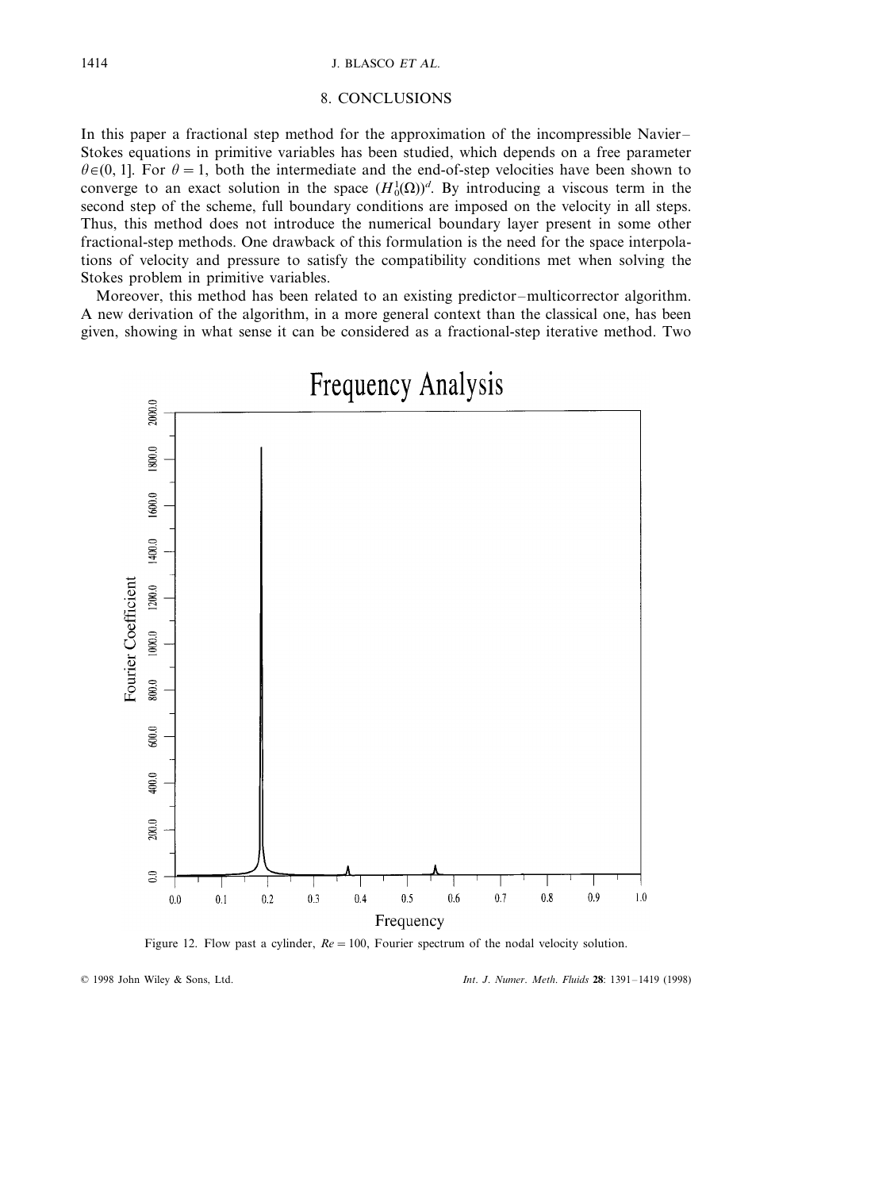## 8. CONCLUSIONS

In this paper a fractional step method for the approximation of the incompressible Navier–Stokes equations in primitive variables has been studied, which depends on a free parameter $\theta \in (0, 1]$. For $\theta = 1$, both the intermediate and the end-of-step velocities have been shown to converge to an exact solution in the space $(H_0^1(\Omega))^d$. By introducing a viscous term in the second step of the scheme, full boundary conditions are imposed on the velocity in all steps. Thus, this method does not introduce the numerical boundary layer present in some other fractional-step methods. One drawback of this formulation is the need for the space interpolations of velocity and pressure to satisfy the compatibility conditions met when solving the Stokes problem in primitive variables.

Moreover, this method has been related to an existing predictor–multicorrector algorithm. A new derivation of the algorithm, in a more general context than the classical one, has been given, showing in what sense it can be considered as a fractional-step iterative method. Two

Figure 12. Flow past a cylinder, $Re = 100$, Fourier spectrum of the nodal velocity solution.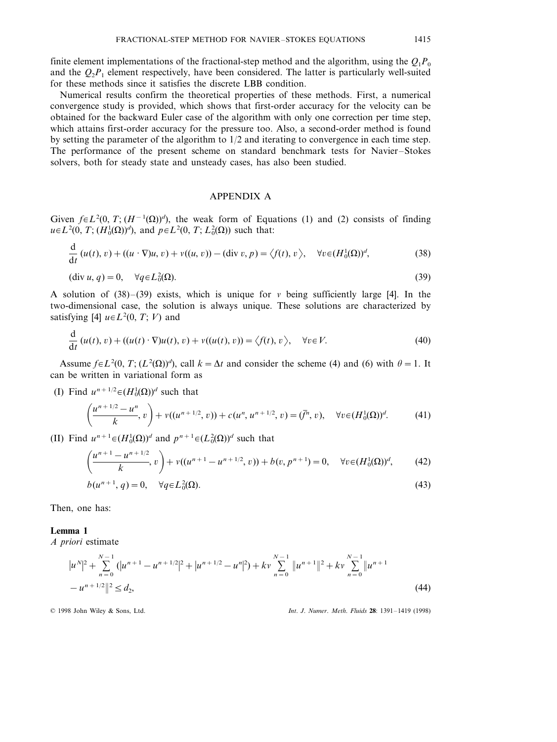finite element implementations of the fractional-step method and the algorithm, using the $Q_1P_0$ and the $Q_2P_1$ element respectively, have been considered. The latter is particularly well-suited for these methods since it satisfies the discrete LBB condition.

Numerical results confirm the theoretical properties of these methods. First, a numerical convergence study is provided, which shows that first-order accuracy for the velocity can be obtained for the backward Euler case of the algorithm with only one correction per time step, which attains first-order accuracy for the pressure too. Also, a second-order method is found by setting the parameter of the algorithm to 1/2 and iterating to convergence in each time step. The performance of the present scheme on standard benchmark tests for Navier–Stokes solvers, both for steady state and unsteady cases, has also been studied.

## APPENDIX A

Given $f \in L^2(0, T; (H^{-1}(\Omega))^d)$, the weak form of Equations (1) and (2) consists of finding $u \in L^2(0, T; (H_0^1(\Omega))^d)$, and $p \in L^2(0, T; L_0^2(\Omega))$ such that:

$$\frac{\mathrm{d}}{\mathrm{d}t}(u(t), v) + ((u \cdot \nabla)u, v) + \nu((u, v)) - (\operatorname{div} v, p) = \langle f(t), v \rangle, \quad \forall v \in (H_0^1(\Omega))^d, \tag{38}$$

$$(\operatorname{div} u, q) = 0, \quad \forall q \in L_0^2(\Omega). \tag{39}$$

A solution of (38)–(39) exists, which is unique for $\nu$ being sufficiently large [4]. In the two-dimensional case, the solution is always unique. These solutions are characterized by satisfying [4] $u \in L^2(0, T; V)$ and

$$\frac{\mathrm{d}}{\mathrm{d}t}(u(t), v) + ((u(t) \cdot \nabla)u(t), v) + \nu((u(t), v)) = \langle f(t), v \rangle, \quad \forall v \in V. \tag{40}$$

Assume $f \in L^2(0, T; (L^2(\Omega))^d)$, call $k = \Delta t$ and consider the scheme (4) and (6) with $\theta = 1$. It can be written in variational form as

(I) Find $u^{n+1/2} \in (H_0^1(\Omega))^d$ such that

$$\left(\frac{u^{n+1/2} - u^n}{k}, v\right) + \nu((u^{n+1/2}, v)) + c(u^n, u^{n+1/2}, v) = (\bar{f}^n, v), \quad \forall v \in (H_0^1(\Omega))^d. \tag{41}$$

(II) Find $u^{n+1} \in (H_0^1(\Omega))^d$ and $p^{n+1} \in (L_0^2(\Omega))^d$ such that

$$\left(\frac{u^{n+1} - u^{n+1/2}}{k}, v\right) + \nu((u^{n+1} - u^{n+1/2}, v)) + b(v, p^{n+1}) = 0, \quad \forall v \in (H_0^1(\Omega))^d, \tag{42}$$

$$b(u^{n+1}, q) = 0, \quad \forall q \in L_0^2(\Omega). \tag{43}$$

Then, one has:

**Lemma 1**

*A priori* estimate

$$|u^N|^2 + \sum_{n=0}^{N-1}(|u^{n+1} - u^{n+1/2}|^2 + |u^{n+1/2} - u^n|^2) + k\nu \sum_{n=0}^{N-1}\|u^{n+1}\|^2 + k\nu \sum_{n=0}^{N-1}\|u^{n+1} - u^{n+1/2}\|^2 \le d_2, \tag{44}$$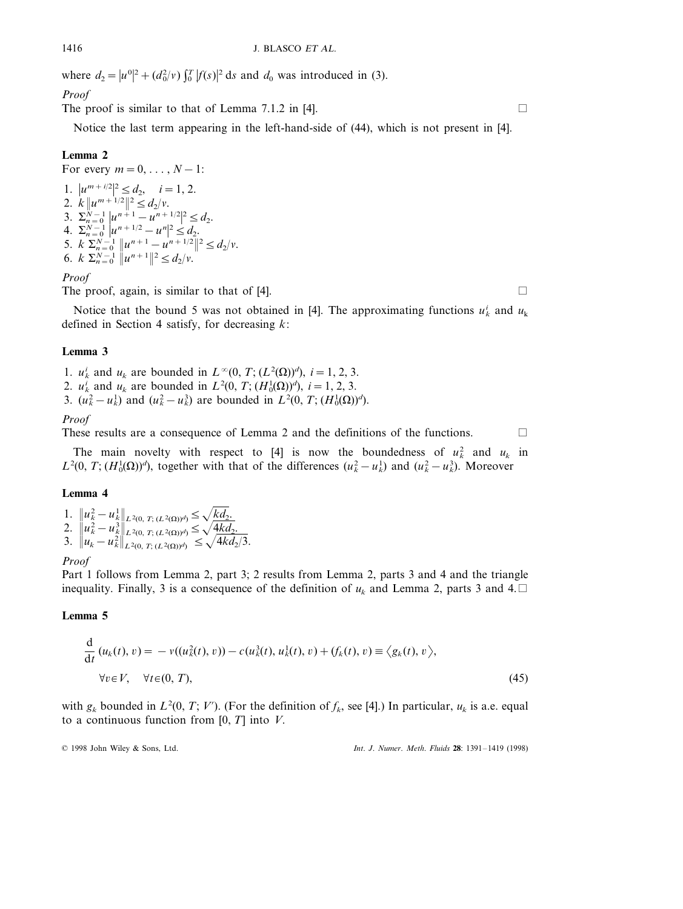where $d_2 = |u^0|^2 + (d_0^2/\nu)\int_0^T |f(s)|^2 \, ds$ and $d_0$ was introduced in (3).

*Proof*

The proof is similar to that of Lemma 7.1.2 in [4]. □

Notice the last term appearing in the left-hand-side of (44), which is not present in [4].

**Lemma 2**

For every $m = 0, \ldots, N-1$:

1. $|u^{m+i/2}|^2 \leq d_2, \quad i = 1, 2.$
2. $k\,\|u^{m+1/2}\|^2 \leq d_2/\nu.$
3. $\Sigma_{n=0}^{N-1} |u^{n+1} - u^{n+1/2}|^2 \leq d_2.$
4. $\Sigma_{n=0}^{N-1} |u^{n+1/2} - u^n|^2 \leq d_2.$
5. $k\,\Sigma_{n=0}^{N-1} \|u^{n+1} - u^{n+1/2}\|^2 \leq d_2/\nu.$
6. $k\,\Sigma_{n=0}^{N-1} \|u^{n+1}\|^2 \leq d_2/\nu.$

*Proof*

The proof, again, is similar to that of [4]. □

Notice that the bound 5 was not obtained in [4]. The approximating functions $u_k^i$ and $u_k$ defined in Section 4 satisfy, for decreasing $k$:

**Lemma 3**

1. $u_k^i$ and $u_k$ are bounded in $L^\infty(0, T; (L^2(\Omega))^d)$, $i = 1, 2, 3$.
2. $u_k^i$ and $u_k$ are bounded in $L^2(0, T; (H_0^1(\Omega))^d)$, $i = 1, 2, 3$.
3. $(u_k^2 - u_k^1)$ and $(u_k^2 - u_k^3)$ are bounded in $L^2(0, T; (H_0^1(\Omega))^d)$.

*Proof*

These results are a consequence of Lemma 2 and the definitions of the functions. □

The main novelty with respect to [4] is now the boundedness of $u_k^2$ and $u_k$ in $L^2(0, T; (H_0^1(\Omega))^d)$, together with that of the differences $(u_k^2 - u_k^1)$ and $(u_k^2 - u_k^3)$. Moreover

**Lemma 4**

1. $\|u_k^2 - u_k^1\|_{L^2(0,T;(L^2(\Omega))^d)} \leq \sqrt{kd_2}.$
2. $\|u_k^2 - u_k^3\|_{L^2(0,T;(L^2(\Omega))^d)} \leq \sqrt{4kd_2}.$
3. $\|u_k - u_k^2\|_{L^2(0,T;(L^2(\Omega))^d)} \leq \sqrt{4kd_2/3}.$

*Proof*

Part 1 follows from Lemma 2, part 3; 2 results from Lemma 2, parts 3 and 4 and the triangle inequality. Finally, 3 is a consequence of the definition of $u_k$ and Lemma 2, parts 3 and 4. □

**Lemma 5**

$$\frac{d}{dt}(u_k(t), v) = -\nu((u_k^2(t), v)) - c(u_k^3(t), u_k^1(t), v) + (f_k(t), v) \equiv \langle g_k(t), v \rangle,$$
$$\forall v \in V, \quad \forall t \in (0, T), \tag{45}$$

with $g_k$ bounded in $L^2(0, T; V')$. (For the definition of $f_k$, see [4].) In particular, $u_k$ is a.e. equal to a continuous function from $[0, T]$ into $V$.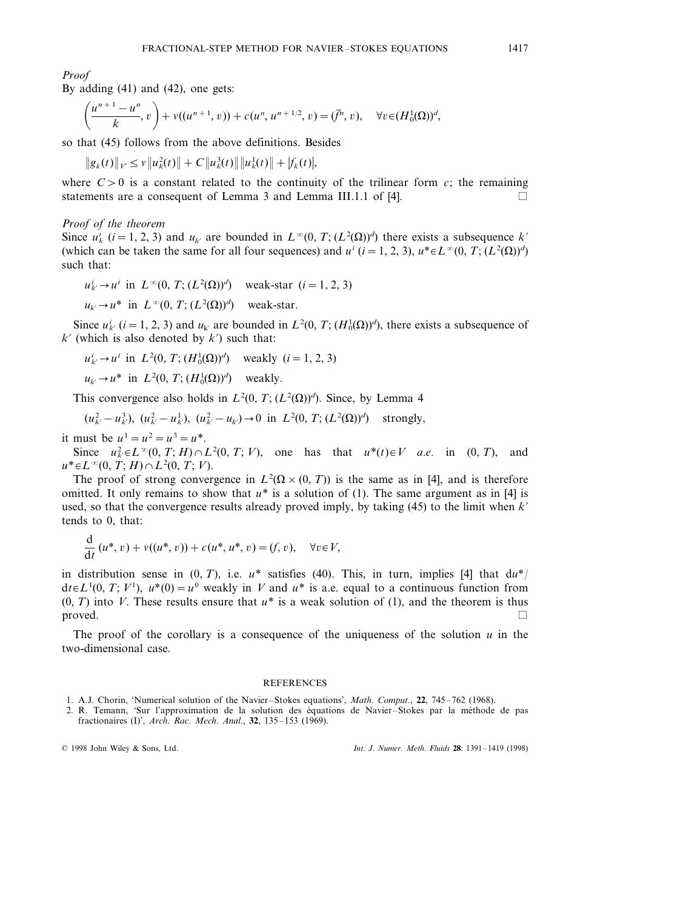*Proof*

By adding (41) and (42), one gets:

$$\left(\frac{u^{n+1}-u^n}{k}, v\right) + \nu((u^{n+1}, v)) + c(u^n, u^{n+1/2}, v) = (\bar{f}^n, v), \quad \forall v \in (H_0^1(\Omega))^d,$$

so that (45) follows from the above definitions. Besides

$$\|g_k(t)\|_{V'} \leq \nu\|u_k^2(t)\| + C\|u_k^3(t)\|\,\|u_k^1(t)\| + |f_k(t)|,$$

where $C > 0$ is a constant related to the continuity of the trilinear form $c$; the remaining statements are a consequent of Lemma 3 and Lemma III.1.1 of [4]. □

*Proof of the theorem*

Since $u_k^i$ $(i = 1, 2, 3)$ and $u_{k'}$ are bounded in $L^\infty(0, T; (L^2(\Omega))^d)$ there exists a subsequence $k'$ (which can be taken the same for all four sequences) and $u^i$ $(i = 1, 2, 3)$, $u^* \in L^\infty(0, T; (L^2(\Omega))^d)$ such that:

$$u_{k'}^i \to u^i \text{ in } L^\infty(0, T; (L^2(\Omega))^d) \quad \text{weak-star } (i = 1, 2, 3)$$

$$u_{k'} \to u^* \text{ in } L^\infty(0, T; (L^2(\Omega))^d) \quad \text{weak-star.}$$

Since $u_{k'}^i$ $(i = 1, 2, 3)$ and $u_{k'}$ are bounded in $L^2(0, T; (H_0^1(\Omega))^d)$, there exists a subsequence of $k'$ (which is also denoted by $k'$) such that:

$$u_{k'}^i \to u^i \text{ in } L^2(0, T; (H_0^1(\Omega))^d) \quad \text{weakly } (i = 1, 2, 3)$$

$$u_{k'} \to u^* \text{ in } L^2(0, T; (H_0^1(\Omega))^d) \quad \text{weakly.}$$

This convergence also holds in $L^2(0, T; (L^2(\Omega))^d)$. Since, by Lemma 4

$$(u_{k'}^2 - u_{k'}^3),\ (u_{k'}^2 - u_{k'}^1),\ (u_{k'}^2 - u_{k'}) \to 0 \text{ in } L^2(0, T; (L^2(\Omega))^d) \quad \text{strongly,}$$

it must be $u^1 = u^2 = u^3 = u^*$.

Since $u_{k'}^2 \in L^\infty(0, T; H) \cap L^2(0, T; V)$, one has that $u^*(t) \in V$ *a.e.* in $(0, T)$, and $u^* \in L^\infty(0, T; H) \cap L^2(0, T; V)$.

The proof of strong convergence in $L^2(\Omega \times (0, T))$ is the same as in [4], and is therefore omitted. It only remains to show that $u^*$ is a solution of (1). The same argument as in [4] is used, so that the convergence results already proved imply, by taking (45) to the limit when $k'$ tends to 0, that:

$$\frac{\mathrm{d}}{\mathrm{d}t}(u^*, v) + \nu((u^*, v)) + c(u^*, u^*, v) = (f, v), \quad \forall v \in V,$$

in distribution sense in $(0, T)$, i.e. $u^*$ satisfies (40). This, in turn, implies [4] that $\mathrm{d}u^*/\mathrm{d}t \in L^1(0, T; V^1)$, $u^*(0) = u^0$ weakly in $V$ and $u^*$ is a.e. equal to a continuous function from $(0, T)$ into $V$. These results ensure that $u^*$ is a weak solution of (1), and the theorem is thus proved. □

The proof of the corollary is a consequence of the uniqueness of the solution $u$ in the two-dimensional case.

## REFERENCES

1. A.J. Chorin, 'Numerical solution of the Navier–Stokes equations', *Math. Comput.*, **22**, 745–762 (1968).
2. R. Temann, 'Sur l'approximation de la solution des équations de Navier–Stokes par la méthode de pas fractionaires (I)', *Arch. Rac. Mech. Anal.*, **32**, 135–153 (1969).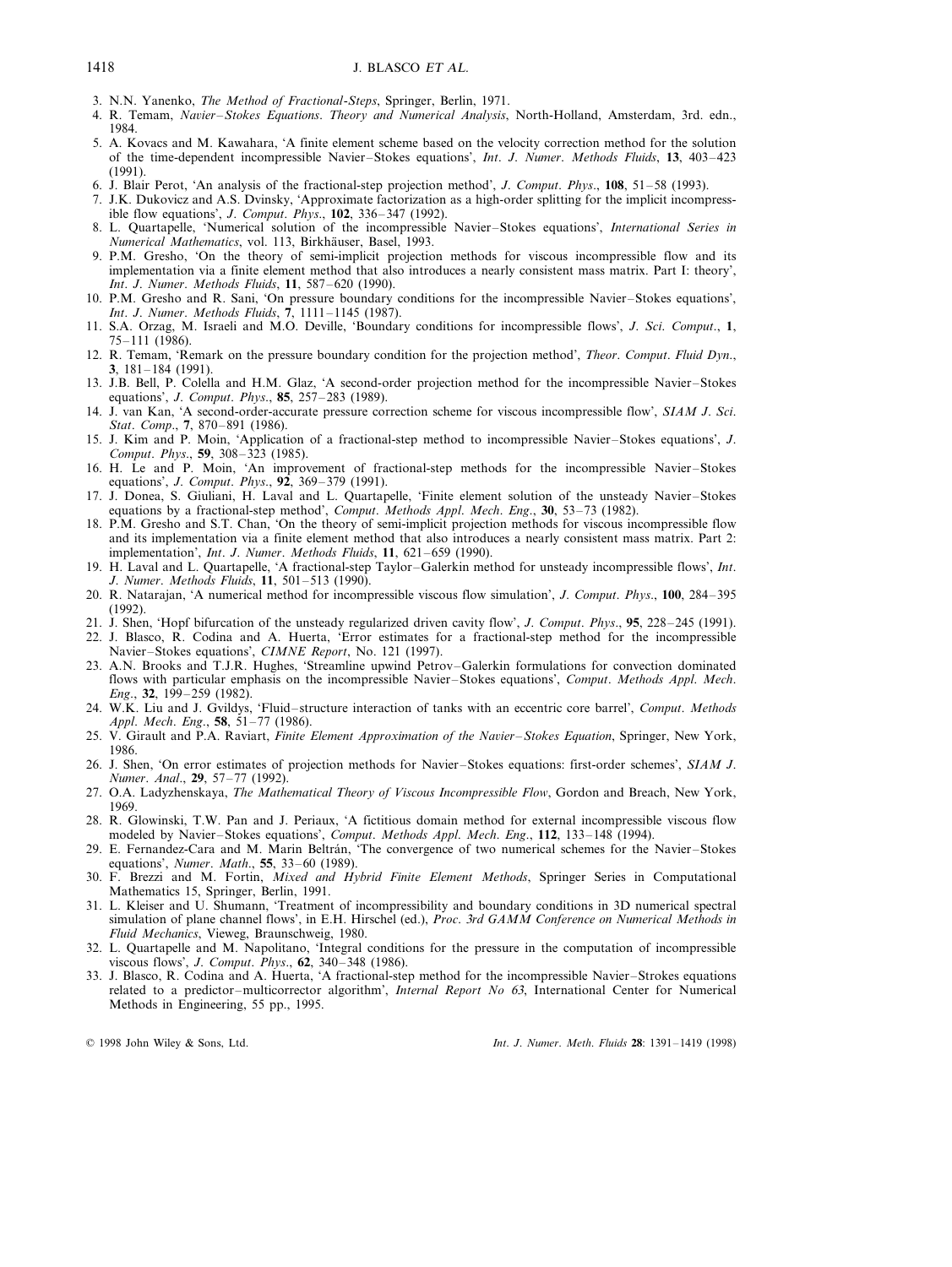3. N.N. Yanenko, *The Method of Fractional-Steps*, Springer, Berlin, 1971.
4. R. Temam, *Navier–Stokes Equations. Theory and Numerical Analysis*, North-Holland, Amsterdam, 3rd. edn., 1984.
5. A. Kovacs and M. Kawahara, 'A finite element scheme based on the velocity correction method for the solution of the time-dependent incompressible Navier–Stokes equations', *Int. J. Numer. Methods Fluids*, **13**, 403–423 (1991).
6. J. Blair Perot, 'An analysis of the fractional-step projection method', *J. Comput. Phys.*, **108**, 51–58 (1993).
7. J.K. Dukovicz and A.S. Dvinsky, 'Approximate factorization as a high-order splitting for the implicit incompressible flow equations', *J. Comput. Phys.*, **102**, 336–347 (1992).
8. L. Quartapelle, 'Numerical solution of the incompressible Navier–Stokes equations', *International Series in Numerical Mathematics*, vol. 113, Birkhäuser, Basel, 1993.
9. P.M. Gresho, 'On the theory of semi-implicit projection methods for viscous incompressible flow and its implementation via a finite element method that also introduces a nearly consistent mass matrix. Part I: theory', *Int. J. Numer. Methods Fluids*, **11**, 587–620 (1990).
10. P.M. Gresho and R. Sani, 'On pressure boundary conditions for the incompressible Navier–Stokes equations', *Int. J. Numer. Methods Fluids*, **7**, 1111–1145 (1987).
11. S.A. Orzag, M. Israeli and M.O. Deville, 'Boundary conditions for incompressible flows', *J. Sci. Comput.*, **1**, 75–111 (1986).
12. R. Temam, 'Remark on the pressure boundary condition for the projection method', *Theor. Comput. Fluid Dyn.*, **3**, 181–184 (1991).
13. J.B. Bell, P. Colella and H.M. Glaz, 'A second-order projection method for the incompressible Navier–Stokes equations', *J. Comput. Phys.*, **85**, 257–283 (1989).
14. J. van Kan, 'A second-order-accurate pressure correction scheme for viscous incompressible flow', *SIAM J. Sci. Stat. Comp.*, **7**, 870–891 (1986).
15. J. Kim and P. Moin, 'Application of a fractional-step method to incompressible Navier–Stokes equations', *J. Comput. Phys.*, **59**, 308–323 (1985).
16. H. Le and P. Moin, 'An improvement of fractional-step methods for the incompressible Navier–Stokes equations', *J. Comput. Phys.*, **92**, 369–379 (1991).
17. J. Donea, S. Giuliani, H. Laval and L. Quartapelle, 'Finite element solution of the unsteady Navier–Stokes equations by a fractional-step method', *Comput. Methods Appl. Mech. Eng.*, **30**, 53–73 (1982).
18. P.M. Gresho and S.T. Chan, 'On the theory of semi-implicit projection methods for viscous incompressible flow and its implementation via a finite element method that also introduces a nearly consistent mass matrix. Part 2: implementation', *Int. J. Numer. Methods Fluids*, **11**, 621–659 (1990).
19. H. Laval and L. Quartapelle, 'A fractional-step Taylor–Galerkin method for unsteady incompressible flows', *Int. J. Numer. Methods Fluids*, **11**, 501–513 (1990).
20. R. Natarajan, 'A numerical method for incompressible viscous flow simulation', *J. Comput. Phys.*, **100**, 284–395 (1992).
21. J. Shen, 'Hopf bifurcation of the unsteady regularized driven cavity flow', *J. Comput. Phys.*, **95**, 228–245 (1991).
22. J. Blasco, R. Codina and A. Huerta, 'Error estimates for a fractional-step method for the incompressible Navier–Stokes equations', *CIMNE Report*, No. 121 (1997).
23. A.N. Brooks and T.J.R. Hughes, 'Streamline upwind Petrov–Galerkin formulations for convection dominated flows with particular emphasis on the incompressible Navier–Stokes equations', *Comput. Methods Appl. Mech. Eng.*, **32**, 199–259 (1982).
24. W.K. Liu and J. Gvildys, 'Fluid–structure interaction of tanks with an eccentric core barrel', *Comput. Methods Appl. Mech. Eng.*, **58**, 51–77 (1986).
25. V. Girault and P.A. Raviart, *Finite Element Approximation of the Navier–Stokes Equation*, Springer, New York, 1986.
26. J. Shen, 'On error estimates of projection methods for Navier–Stokes equations: first-order schemes', *SIAM J. Numer. Anal.*, **29**, 57–77 (1992).
27. O.A. Ladyzhenskaya, *The Mathematical Theory of Viscous Incompressible Flow*, Gordon and Breach, New York, 1969.
28. R. Glowinski, T.W. Pan and J. Periaux, 'A fictitious domain method for external incompressible viscous flow modeled by Navier–Stokes equations', *Comput. Methods Appl. Mech. Eng.*, **112**, 133–148 (1994).
29. E. Fernandez-Cara and M. Marin Beltrán, 'The convergence of two numerical schemes for the Navier–Stokes equations', *Numer. Math.*, **55**, 33–60 (1989).
30. F. Brezzi and M. Fortin, *Mixed and Hybrid Finite Element Methods*, Springer Series in Computational Mathematics 15, Springer, Berlin, 1991.
31. L. Kleiser and U. Shumann, 'Treatment of incompressibility and boundary conditions in 3D numerical spectral simulation of plane channel flows', in E.H. Hirschel (ed.), *Proc. 3rd GAMM Conference on Numerical Methods in Fluid Mechanics*, Vieweg, Braunschweig, 1980.
32. L. Quartapelle and M. Napolitano, 'Integral conditions for the pressure in the computation of incompressible viscous flows', *J. Comput. Phys.*, **62**, 340–348 (1986).
33. J. Blasco, R. Codina and A. Huerta, 'A fractional-step method for the incompressible Navier–Strokes equations related to a predictor–multicorrector algorithm', *Internal Report No 63*, International Center for Numerical Methods in Engineering, 55 pp., 1995.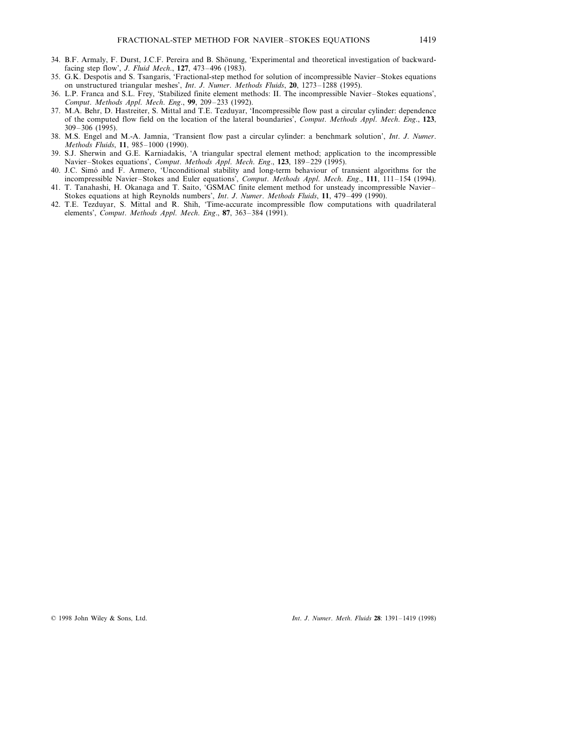34. B.F. Armaly, F. Durst, J.C.F. Pereira and B. Shönung, 'Experimental and theoretical investigation of backward-facing step flow', *J. Fluid Mech.*, **127**, 473–496 (1983).
35. G.K. Despotis and S. Tsangaris, 'Fractional-step method for solution of incompressible Navier–Stokes equations on unstructured triangular meshes', *Int. J. Numer. Methods Fluids*, **20**, 1273–1288 (1995).
36. L.P. Franca and S.L. Frey, 'Stabilized finite element methods: II. The incompressible Navier–Stokes equations', *Comput. Methods Appl. Mech. Eng.*, **99**, 209–233 (1992).
37. M.A. Behr, D. Hastreiter, S. Mittal and T.E. Tezduyar, 'Incompressible flow past a circular cylinder: dependence of the computed flow field on the location of the lateral boundaries', *Comput. Methods Appl. Mech. Eng.*, **123**, 309–306 (1995).
38. M.S. Engel and M.-A. Jamnia, 'Transient flow past a circular cylinder: a benchmark solution', *Int. J. Numer. Methods Fluids*, **11**, 985–1000 (1990).
39. S.J. Sherwin and G.E. Karniadakis, 'A triangular spectral element method; application to the incompressible Navier–Stokes equations', *Comput. Methods Appl. Mech. Eng.*, **123**, 189–229 (1995).
40. J.C. Simó and F. Armero, 'Unconditional stability and long-term behaviour of transient algorithms for the incompressible Navier–Stokes and Euler equations', *Comput. Methods Appl. Mech. Eng.*, **111**, 111–154 (1994).
41. T. Tanahashi, H. Okanaga and T. Saito, 'GSMAC finite element method for unsteady incompressible Navier–Stokes equations at high Reynolds numbers', *Int. J. Numer. Methods Fluids*, **11**, 479–499 (1990).
42. T.E. Tezduyar, S. Mittal and R. Shih, 'Time-accurate incompressible flow computations with quadrilateral elements', *Comput. Methods Appl. Mech. Eng.*, **87**, 363–384 (1991).